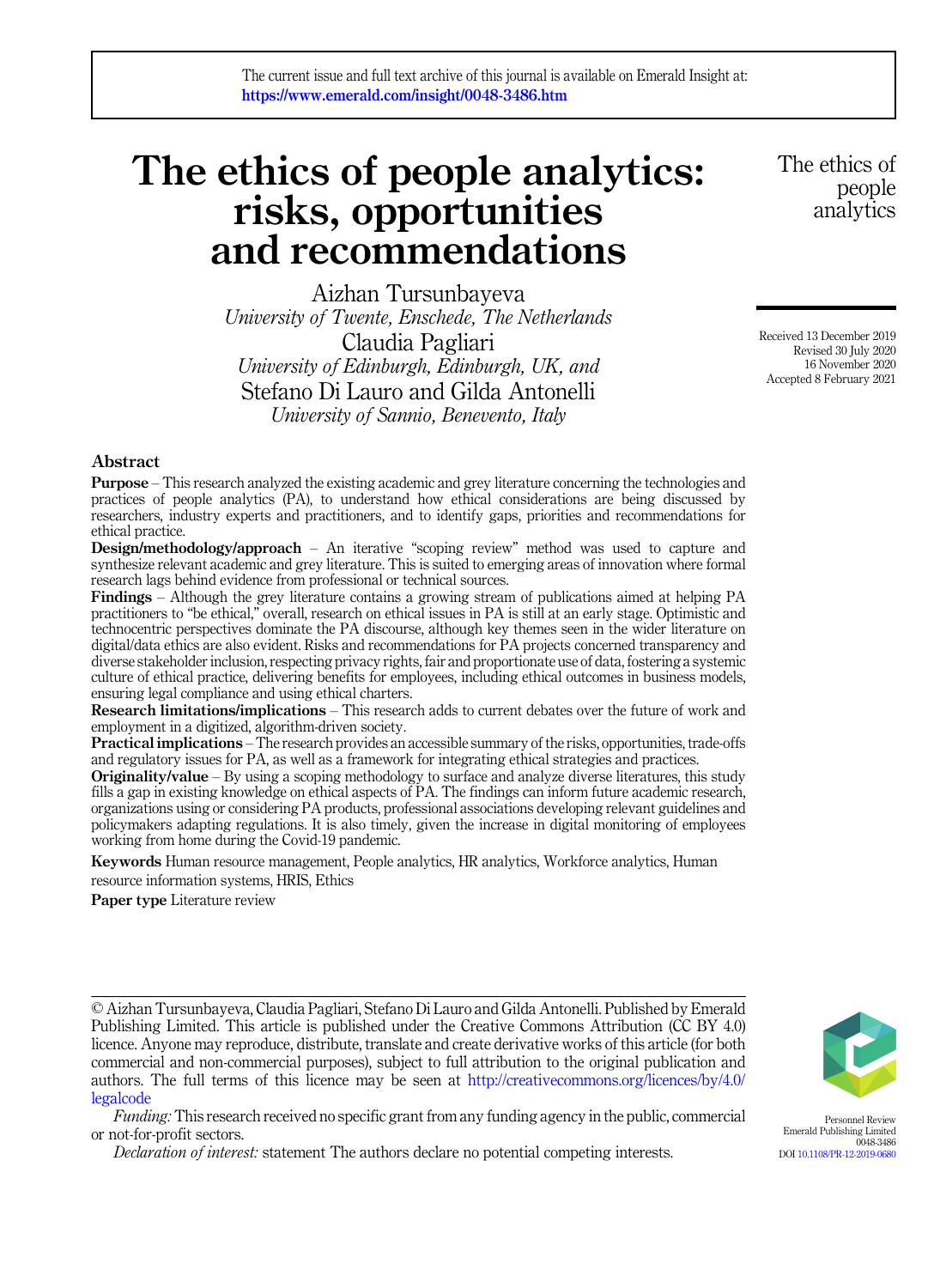The current issue and full text archive of this journal is available on Emerald Insight at: https://www.emerald.com/insight/0048-3486.htm

# The ethics of people analytics: risks, opportunities and recommendations

Aizhan Tursunbayeva
*University of Twente, Enschede, The Netherlands*
Claudia Pagliari
*University of Edinburgh, Edinburgh, UK, and*
Stefano Di Lauro and Gilda Antonelli
*University of Sannio, Benevento, Italy*

Received 13 December 2019
Revised 30 July 2020
16 November 2020
Accepted 8 February 2021

## Abstract

**Purpose** – This research analyzed the existing academic and grey literature concerning the technologies and practices of people analytics (PA), to understand how ethical considerations are being discussed by researchers, industry experts and practitioners, and to identify gaps, priorities and recommendations for ethical practice.

**Design/methodology/approach** – An iterative "scoping review" method was used to capture and synthesize relevant academic and grey literature. This is suited to emerging areas of innovation where formal research lags behind evidence from professional or technical sources.

**Findings** – Although the grey literature contains a growing stream of publications aimed at helping PA practitioners to "be ethical," overall, research on ethical issues in PA is still at an early stage. Optimistic and technocentric perspectives dominate the PA discourse, although key themes seen in the wider literature on digital/data ethics are also evident. Risks and recommendations for PA projects concerned transparency and diverse stakeholder inclusion, respecting privacy rights, fair and proportionate use of data, fostering a systemic culture of ethical practice, delivering benefits for employees, including ethical outcomes in business models, ensuring legal compliance and using ethical charters.

**Research limitations/implications** – This research adds to current debates over the future of work and employment in a digitized, algorithm-driven society.

**Practical implications** – The research provides an accessible summary of the risks, opportunities, trade-offs and regulatory issues for PA, as well as a framework for integrating ethical strategies and practices.

**Originality/value** – By using a scoping methodology to surface and analyze diverse literatures, this study fills a gap in existing knowledge on ethical aspects of PA. The findings can inform future academic research, organizations using or considering PA products, professional associations developing relevant guidelines and policymakers adapting regulations. It is also timely, given the increase in digital monitoring of employees working from home during the Covid-19 pandemic.

**Keywords** Human resource management, People analytics, HR analytics, Workforce analytics, Human resource information systems, HRIS, Ethics

**Paper type** Literature review

© Aizhan Tursunbayeva, Claudia Pagliari, Stefano Di Lauro and Gilda Antonelli. Published by Emerald Publishing Limited. This article is published under the Creative Commons Attribution (CC BY 4.0) licence. Anyone may reproduce, distribute, translate and create derivative works of this article (for both commercial and non-commercial purposes), subject to full attribution to the original publication and authors. The full terms of this licence may be seen at http://creativecommons.org/licences/by/4.0/legalcode

*Funding:* This research received no specific grant from any funding agency in the public, commercial or not-for-profit sectors.

*Declaration of interest:* statement The authors declare no potential competing interests.

Personnel Review
Emerald Publishing Limited
0048-3486
DOI 10.1108/PR-12-2019-0680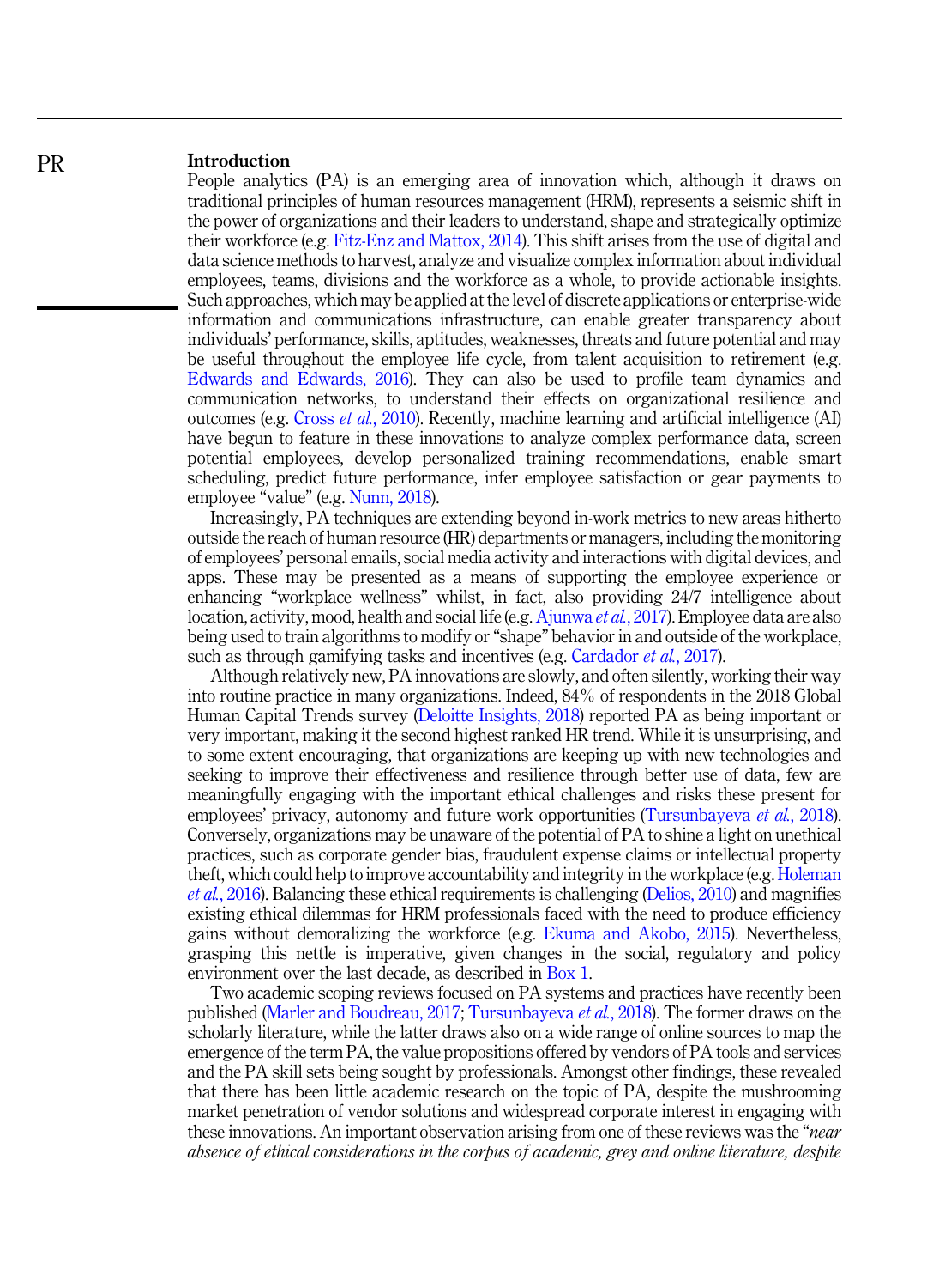## Introduction

People analytics (PA) is an emerging area of innovation which, although it draws on traditional principles of human resources management (HRM), represents a seismic shift in the power of organizations and their leaders to understand, shape and strategically optimize their workforce (e.g. Fitz-Enz and Mattox, 2014). This shift arises from the use of digital and data science methods to harvest, analyze and visualize complex information about individual employees, teams, divisions and the workforce as a whole, to provide actionable insights. Such approaches, which may be applied at the level of discrete applications or enterprise-wide information and communications infrastructure, can enable greater transparency about individuals' performance, skills, aptitudes, weaknesses, threats and future potential and may be useful throughout the employee life cycle, from talent acquisition to retirement (e.g. Edwards and Edwards, 2016). They can also be used to profile team dynamics and communication networks, to understand their effects on organizational resilience and outcomes (e.g. Cross *et al.*, 2010). Recently, machine learning and artificial intelligence (AI) have begun to feature in these innovations to analyze complex performance data, screen potential employees, develop personalized training recommendations, enable smart scheduling, predict future performance, infer employee satisfaction or gear payments to employee "value" (e.g. Nunn, 2018).

Increasingly, PA techniques are extending beyond in-work metrics to new areas hitherto outside the reach of human resource (HR) departments or managers, including the monitoring of employees' personal emails, social media activity and interactions with digital devices, and apps. These may be presented as a means of supporting the employee experience or enhancing "workplace wellness" whilst, in fact, also providing 24/7 intelligence about location, activity, mood, health and social life (e.g. Ajunwa *et al.*, 2017). Employee data are also being used to train algorithms to modify or "shape" behavior in and outside of the workplace, such as through gamifying tasks and incentives (e.g. Cardador *et al.*, 2017).

Although relatively new, PA innovations are slowly, and often silently, working their way into routine practice in many organizations. Indeed, 84% of respondents in the 2018 Global Human Capital Trends survey (Deloitte Insights, 2018) reported PA as being important or very important, making it the second highest ranked HR trend. While it is unsurprising, and to some extent encouraging, that organizations are keeping up with new technologies and seeking to improve their effectiveness and resilience through better use of data, few are meaningfully engaging with the important ethical challenges and risks these present for employees' privacy, autonomy and future work opportunities (Tursunbayeva *et al.*, 2018). Conversely, organizations may be unaware of the potential of PA to shine a light on unethical practices, such as corporate gender bias, fraudulent expense claims or intellectual property theft, which could help to improve accountability and integrity in the workplace (e.g. Holeman *et al.*, 2016). Balancing these ethical requirements is challenging (Delios, 2010) and magnifies existing ethical dilemmas for HRM professionals faced with the need to produce efficiency gains without demoralizing the workforce (e.g. Ekuma and Akobo, 2015). Nevertheless, grasping this nettle is imperative, given changes in the social, regulatory and policy environment over the last decade, as described in Box 1.

Two academic scoping reviews focused on PA systems and practices have recently been published (Marler and Boudreau, 2017; Tursunbayeva *et al.*, 2018). The former draws on the scholarly literature, while the latter draws also on a wide range of online sources to map the emergence of the term PA, the value propositions offered by vendors of PA tools and services and the PA skill sets being sought by professionals. Amongst other findings, these revealed that there has been little academic research on the topic of PA, despite the mushrooming market penetration of vendor solutions and widespread corporate interest in engaging with these innovations. An important observation arising from one of these reviews was the "*near absence of ethical considerations in the corpus of academic, grey and online literature, despite*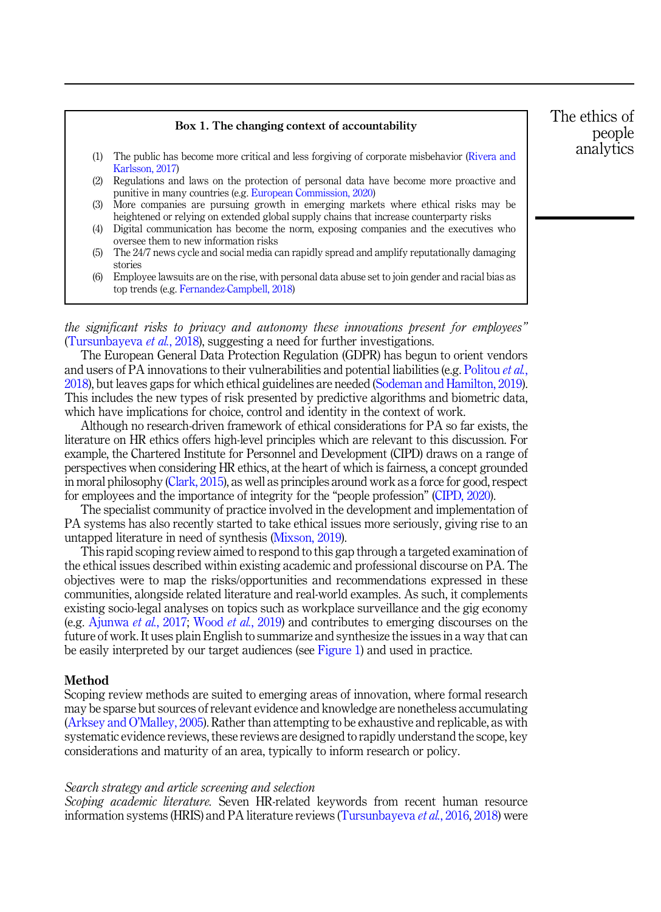**Box 1. The changing context of accountability**

1. The public has become more critical and less forgiving of corporate misbehavior (Rivera and Karlsson, 2017)
2. Regulations and laws on the protection of personal data have become more proactive and punitive in many countries (e.g. European Commission, 2020)
3. More companies are pursuing growth in emerging markets where ethical risks may be heightened or relying on extended global supply chains that increase counterparty risks
4. Digital communication has become the norm, exposing companies and the executives who oversee them to new information risks
5. The 24/7 news cycle and social media can rapidly spread and amplify reputationally damaging stories
6. Employee lawsuits are on the rise, with personal data abuse set to join gender and racial bias as top trends (e.g. Fernandez-Campbell, 2018)

*the significant risks to privacy and autonomy these innovations present for employees"* (Tursunbayeva *et al.*, 2018), suggesting a need for further investigations.

The European General Data Protection Regulation (GDPR) has begun to orient vendors and users of PA innovations to their vulnerabilities and potential liabilities (e.g. Politou *et al.*, 2018), but leaves gaps for which ethical guidelines are needed (Sodeman and Hamilton, 2019). This includes the new types of risk presented by predictive algorithms and biometric data, which have implications for choice, control and identity in the context of work.

Although no research-driven framework of ethical considerations for PA so far exists, the literature on HR ethics offers high-level principles which are relevant to this discussion. For example, the Chartered Institute for Personnel and Development (CIPD) draws on a range of perspectives when considering HR ethics, at the heart of which is fairness, a concept grounded in moral philosophy (Clark, 2015), as well as principles around work as a force for good, respect for employees and the importance of integrity for the "people profession" (CIPD, 2020).

The specialist community of practice involved in the development and implementation of PA systems has also recently started to take ethical issues more seriously, giving rise to an untapped literature in need of synthesis (Mixson, 2019).

This rapid scoping review aimed to respond to this gap through a targeted examination of the ethical issues described within existing academic and professional discourse on PA. The objectives were to map the risks/opportunities and recommendations expressed in these communities, alongside related literature and real-world examples. As such, it complements existing socio-legal analyses on topics such as workplace surveillance and the gig economy (e.g. Ajunwa *et al.*, 2017; Wood *et al.*, 2019) and contributes to emerging discourses on the future of work. It uses plain English to summarize and synthesize the issues in a way that can be easily interpreted by our target audiences (see Figure 1) and used in practice.

## Method

Scoping review methods are suited to emerging areas of innovation, where formal research may be sparse but sources of relevant evidence and knowledge are nonetheless accumulating (Arksey and O'Malley, 2005). Rather than attempting to be exhaustive and replicable, as with systematic evidence reviews, these reviews are designed to rapidly understand the scope, key considerations and maturity of an area, typically to inform research or policy.

### *Search strategy and article screening and selection*

*Scoping academic literature.* Seven HR-related keywords from recent human resource information systems (HRIS) and PA literature reviews (Tursunbayeva *et al.*, 2016, 2018) were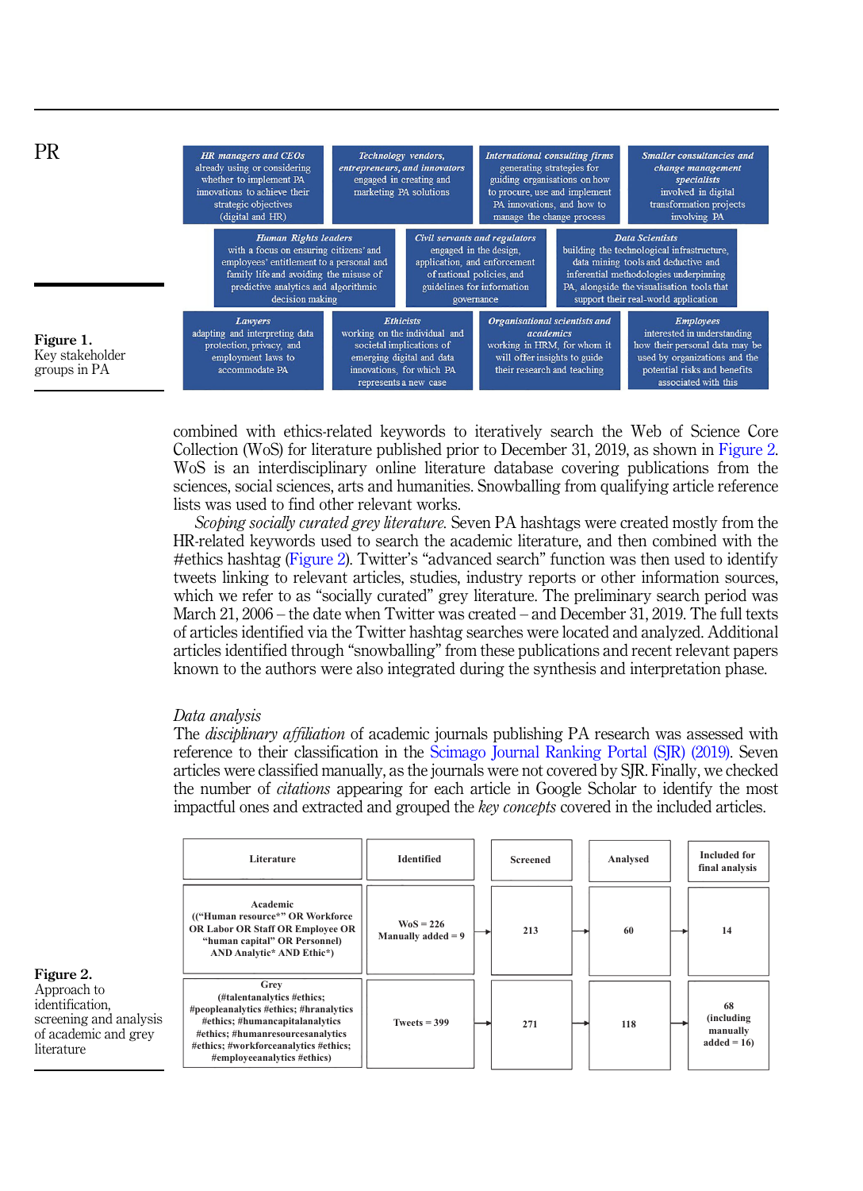| HR managers and CEOs already using or considering whether to implement PA innovations to achieve their strategic objectives (digital and HR) | Technology vendors, entrepreneurs, and innovators engaged in creating and marketing PA solutions | International consulting firms generating strategies for guiding organisations on how to procure, use and implement PA innovations, and how to manage the change process | Smaller consultancies and change management specialists involved in digital transformation projects involving PA |
|---|---|---|---|
| Human Rights leaders with a focus on ensuring citizens' and employees' entitlement to a personal and family life and avoiding the misuse of predictive analytics and algorithmic decision making | Civil servants and regulators engaged in the design, application, and enforcement of national policies, and guidelines for information governance | Data Scientists building the technological infrastructure, data mining tools and deductive and inferential methodologies underpinning PA, alongside the visualisation tools that support their real-world application | |
| Lawyers adapting and interpreting data protection, privacy, and employment laws to accommodate PA | Ethicists working on the individual and societal implications of emerging digital and data innovations, for which PA represents a new case | Organisational scientists and academics working in HRM, for whom it will offer insights to guide their research and teaching | Employees interested in understanding how their personal data may be used by organizations and the potential risks and benefits associated with this |

**Figure 1.** Key stakeholder groups in PA

combined with ethics-related keywords to iteratively search the Web of Science Core Collection (WoS) for literature published prior to December 31, 2019, as shown in Figure 2. WoS is an interdisciplinary online literature database covering publications from the sciences, social sciences, arts and humanities. Snowballing from qualifying article reference lists was used to find other relevant works.

*Scoping socially curated grey literature.* Seven PA hashtags were created mostly from the HR-related keywords used to search the academic literature, and then combined with the #ethics hashtag (Figure 2). Twitter's "advanced search" function was then used to identify tweets linking to relevant articles, studies, industry reports or other information sources, which we refer to as "socially curated" grey literature. The preliminary search period was March 21, 2006 – the date when Twitter was created – and December 31, 2019. The full texts of articles identified via the Twitter hashtag searches were located and analyzed. Additional articles identified through "snowballing" from these publications and recent relevant papers known to the authors were also integrated during the synthesis and interpretation phase.

### Data analysis

The *disciplinary affiliation* of academic journals publishing PA research was assessed with reference to their classification in the Scimago Journal Ranking Portal (SJR) (2019). Seven articles were classified manually, as the journals were not covered by SJR. Finally, we checked the number of *citations* appearing for each article in Google Scholar to identify the most impactful ones and extracted and grouped the *key concepts* covered in the included articles.

| Literature | Identified | Screened | Analysed | Included for final analysis |
|---|---|---|---|---|
| Academic (("Human resource*" OR Workforce OR Labor OR Staff OR Employee OR "human capital" OR Personnel) AND Analytic* AND Ethic*) | WoS = 226 Manually added = 9 | 213 | 60 | 14 |
| Grey (#talentanalytics #ethics; #peopleanalytics #ethics; #hranalytics #ethics; #humancapitalanalytics #ethics; #humanresourcesanalytics #ethics; #workforceanalytics #ethics; #employeeanalytics #ethics) | Tweets = 399 | 271 | 118 | 68 (including manually added = 16) |

**Figure 2.** Approach to identification, screening and analysis of academic and grey literature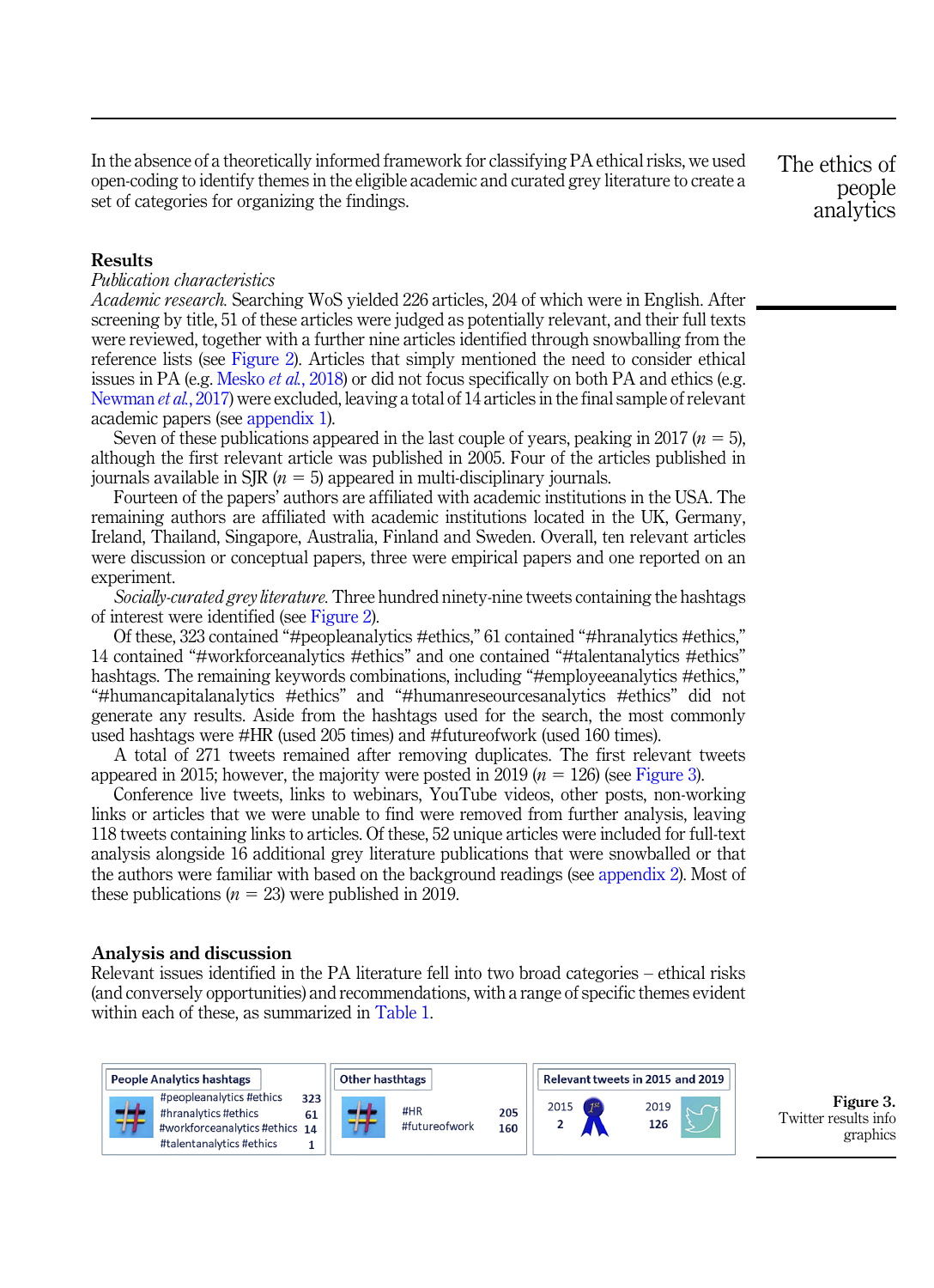In the absence of a theoretically informed framework for classifying PA ethical risks, we used open-coding to identify themes in the eligible academic and curated grey literature to create a set of categories for organizing the findings.

## Results

### Publication characteristics

*Academic research.* Searching WoS yielded 226 articles, 204 of which were in English. After screening by title, 51 of these articles were judged as potentially relevant, and their full texts were reviewed, together with a further nine articles identified through snowballing from the reference lists (see Figure 2). Articles that simply mentioned the need to consider ethical issues in PA (e.g. Mesko *et al.*, 2018) or did not focus specifically on both PA and ethics (e.g. Newman *et al.*, 2017) were excluded, leaving a total of 14 articles in the final sample of relevant academic papers (see appendix 1).

Seven of these publications appeared in the last couple of years, peaking in 2017 ($n = 5$), although the first relevant article was published in 2005. Four of the articles published in journals available in SJR ($n = 5$) appeared in multi-disciplinary journals.

Fourteen of the papers' authors are affiliated with academic institutions in the USA. The remaining authors are affiliated with academic institutions located in the UK, Germany, Ireland, Thailand, Singapore, Australia, Finland and Sweden. Overall, ten relevant articles were discussion or conceptual papers, three were empirical papers and one reported on an experiment.

*Socially-curated grey literature.* Three hundred ninety-nine tweets containing the hashtags of interest were identified (see Figure 2).

Of these, 323 contained "#peopleanalytics #ethics," 61 contained "#hranalytics #ethics," 14 contained "#workforceanalytics #ethics" and one contained "#talentanalytics #ethics" hashtags. The remaining keywords combinations, including "#employeeanalytics #ethics," "#humancapitalanalytics #ethics" and "#humanreseourcesanalytics #ethics" did not generate any results. Aside from the hashtags used for the search, the most commonly used hashtags were #HR (used 205 times) and #futureofwork (used 160 times).

A total of 271 tweets remained after removing duplicates. The first relevant tweets appeared in 2015; however, the majority were posted in 2019 ($n = 126$) (see Figure 3).

Conference live tweets, links to webinars, YouTube videos, other posts, non-working links or articles that we were unable to find were removed from further analysis, leaving 118 tweets containing links to articles. Of these, 52 unique articles were included for full-text analysis alongside 16 additional grey literature publications that were snowballed or that the authors were familiar with based on the background readings (see appendix 2). Most of these publications ($n = 23$) were published in 2019.

## Analysis and discussion

Relevant issues identified in the PA literature fell into two broad categories – ethical risks (and conversely opportunities) and recommendations, with a range of specific themes evident within each of these, as summarized in Table 1.

| People Analytics hashtags | |
|---|---|
| #peopleanalytics #ethics | 323 |
| #hranalytics #ethics | 61 |
| #workforceanalytics #ethics | 14 |
| #talentanalytics #ethics | 1 |

| Other hasthtags | |
|---|---|
| #HR | 205 |
| #futureofwork | 160 |

| Relevant tweets in 2015 and 2019 | |
|---|---|
| 2015 | 2019 |
| 2 | 126 |

**Figure 3.** Twitter results info graphics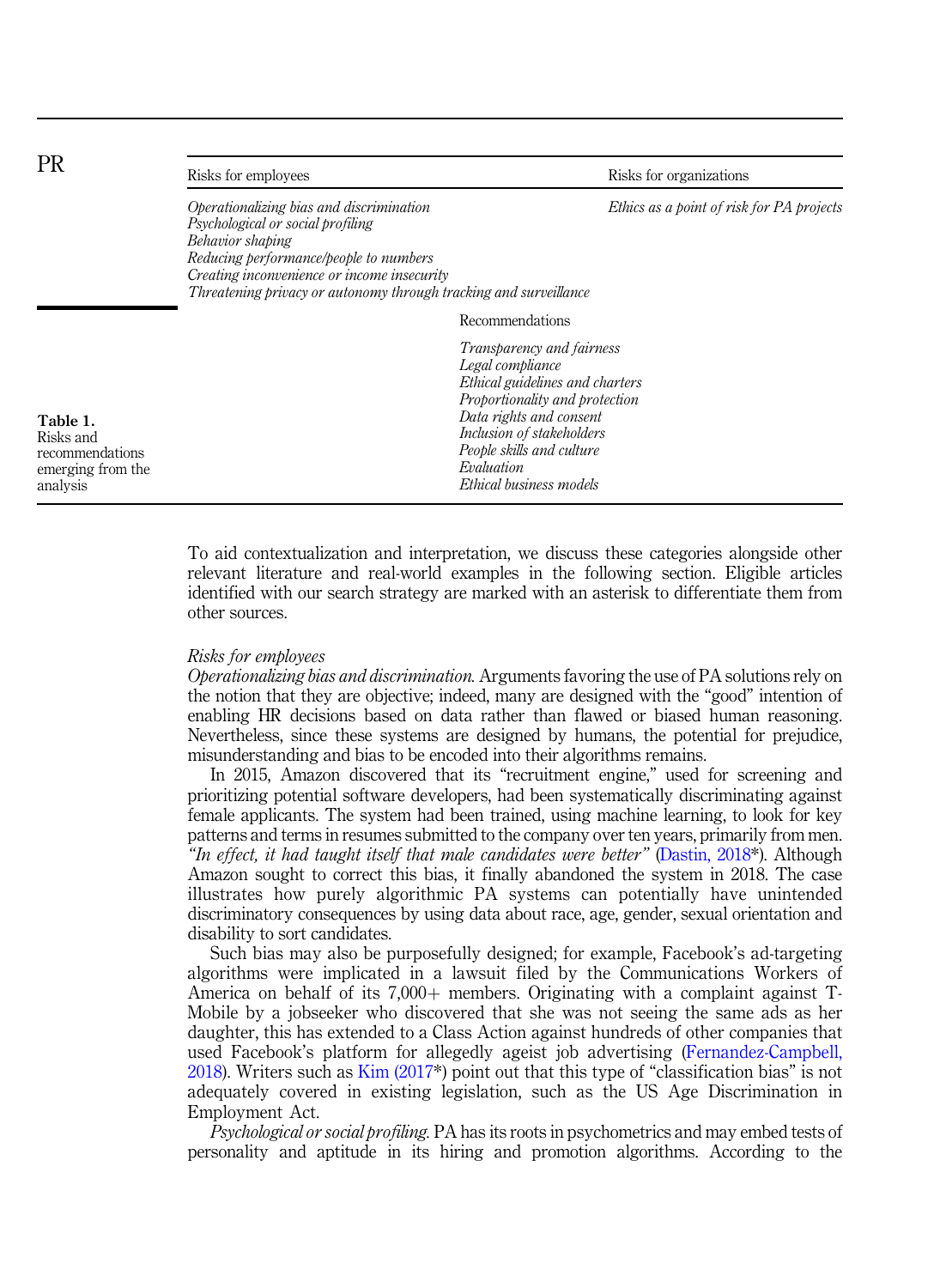**Table 1.** Risks and recommendations emerging from the analysis

| Risks for employees | Risks for organizations |
| --- | --- |
| *Operationalizing bias and discrimination* | *Ethics as a point of risk for PA projects* |
| *Psychological or social profiling* | |
| *Behavior shaping* | |
| *Reducing performance/people to numbers* | |
| *Creating inconvenience or income insecurity* | |
| *Threatening privacy or autonomy through tracking and surveillance* | |
| **Recommendations** | |
| *Transparency and fairness* | |
| *Legal compliance* | |
| *Ethical guidelines and charters* | |
| *Proportionality and protection* | |
| *Data rights and consent* | |
| *Inclusion of stakeholders* | |
| *People skills and culture* | |
| *Evaluation* | |
| *Ethical business models* | |

To aid contextualization and interpretation, we discuss these categories alongside other relevant literature and real-world examples in the following section. Eligible articles identified with our search strategy are marked with an asterisk to differentiate them from other sources.

### *Risks for employees*

*Operationalizing bias and discrimination.* Arguments favoring the use of PA solutions rely on the notion that they are objective; indeed, many are designed with the "good" intention of enabling HR decisions based on data rather than flawed or biased human reasoning. Nevertheless, since these systems are designed by humans, the potential for prejudice, misunderstanding and bias to be encoded into their algorithms remains.

In 2015, Amazon discovered that its "recruitment engine," used for screening and prioritizing potential software developers, had been systematically discriminating against female applicants. The system had been trained, using machine learning, to look for key patterns and terms in resumes submitted to the company over ten years, primarily from men. *"In effect, it had taught itself that male candidates were better"* (Dastin, 2018*). Although Amazon sought to correct this bias, it finally abandoned the system in 2018. The case illustrates how purely algorithmic PA systems can potentially have unintended discriminatory consequences by using data about race, age, gender, sexual orientation and disability to sort candidates.

Such bias may also be purposefully designed; for example, Facebook's ad-targeting algorithms were implicated in a lawsuit filed by the Communications Workers of America on behalf of its 7,000+ members. Originating with a complaint against T-Mobile by a jobseeker who discovered that she was not seeing the same ads as her daughter, this has extended to a Class Action against hundreds of other companies that used Facebook's platform for allegedly ageist job advertising (Fernandez-Campbell, 2018). Writers such as Kim (2017*) point out that this type of "classification bias" is not adequately covered in existing legislation, such as the US Age Discrimination in Employment Act.

*Psychological or social profiling.* PA has its roots in psychometrics and may embed tests of personality and aptitude in its hiring and promotion algorithms. According to the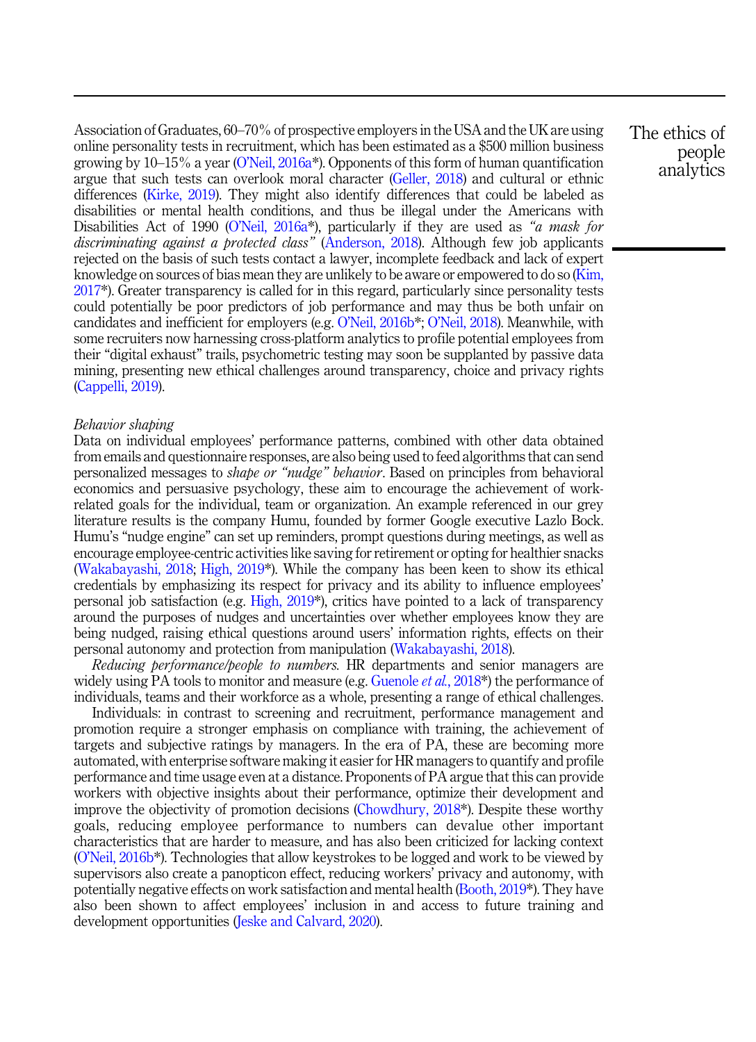Association of Graduates, 60–70% of prospective employers in the USA and the UK are using online personality tests in recruitment, which has been estimated as a $500 million business growing by 10–15% a year (O'Neil, 2016a*). Opponents of this form of human quantification argue that such tests can overlook moral character (Geller, 2018) and cultural or ethnic differences (Kirke, 2019). They might also identify differences that could be labeled as disabilities or mental health conditions, and thus be illegal under the Americans with Disabilities Act of 1990 (O'Neil, 2016a*), particularly if they are used as *"a mask for discriminating against a protected class"* (Anderson, 2018). Although few job applicants rejected on the basis of such tests contact a lawyer, incomplete feedback and lack of expert knowledge on sources of bias mean they are unlikely to be aware or empowered to do so (Kim, 2017*). Greater transparency is called for in this regard, particularly since personality tests could potentially be poor predictors of job performance and may thus be both unfair on candidates and inefficient for employers (e.g. O'Neil, 2016b*; O'Neil, 2018). Meanwhile, with some recruiters now harnessing cross-platform analytics to profile potential employees from their "digital exhaust" trails, psychometric testing may soon be supplanted by passive data mining, presenting new ethical challenges around transparency, choice and privacy rights (Cappelli, 2019).

*Behavior shaping*

Data on individual employees' performance patterns, combined with other data obtained from emails and questionnaire responses, are also being used to feed algorithms that can send personalized messages to *shape or "nudge" behavior*. Based on principles from behavioral economics and persuasive psychology, these aim to encourage the achievement of work-related goals for the individual, team or organization. An example referenced in our grey literature results is the company Humu, founded by former Google executive Lazlo Bock. Humu's "nudge engine" can set up reminders, prompt questions during meetings, as well as encourage employee-centric activities like saving for retirement or opting for healthier snacks (Wakabayashi, 2018; High, 2019*). While the company has been keen to show its ethical credentials by emphasizing its respect for privacy and its ability to influence employees' personal job satisfaction (e.g. High, 2019*), critics have pointed to a lack of transparency around the purposes of nudges and uncertainties over whether employees know they are being nudged, raising ethical questions around users' information rights, effects on their personal autonomy and protection from manipulation (Wakabayashi, 2018).

*Reducing performance/people to numbers.* HR departments and senior managers are widely using PA tools to monitor and measure (e.g. Guenole *et al.*, 2018*) the performance of individuals, teams and their workforce as a whole, presenting a range of ethical challenges.

Individuals: in contrast to screening and recruitment, performance management and promotion require a stronger emphasis on compliance with training, the achievement of targets and subjective ratings by managers. In the era of PA, these are becoming more automated, with enterprise software making it easier for HR managers to quantify and profile performance and time usage even at a distance. Proponents of PA argue that this can provide workers with objective insights about their performance, optimize their development and improve the objectivity of promotion decisions (Chowdhury, 2018*). Despite these worthy goals, reducing employee performance to numbers can devalue other important characteristics that are harder to measure, and has also been criticized for lacking context (O'Neil, 2016b*). Technologies that allow keystrokes to be logged and work to be viewed by supervisors also create a panopticon effect, reducing workers' privacy and autonomy, with potentially negative effects on work satisfaction and mental health (Booth, 2019*). They have also been shown to affect employees' inclusion in and access to future training and development opportunities (Jeske and Calvard, 2020).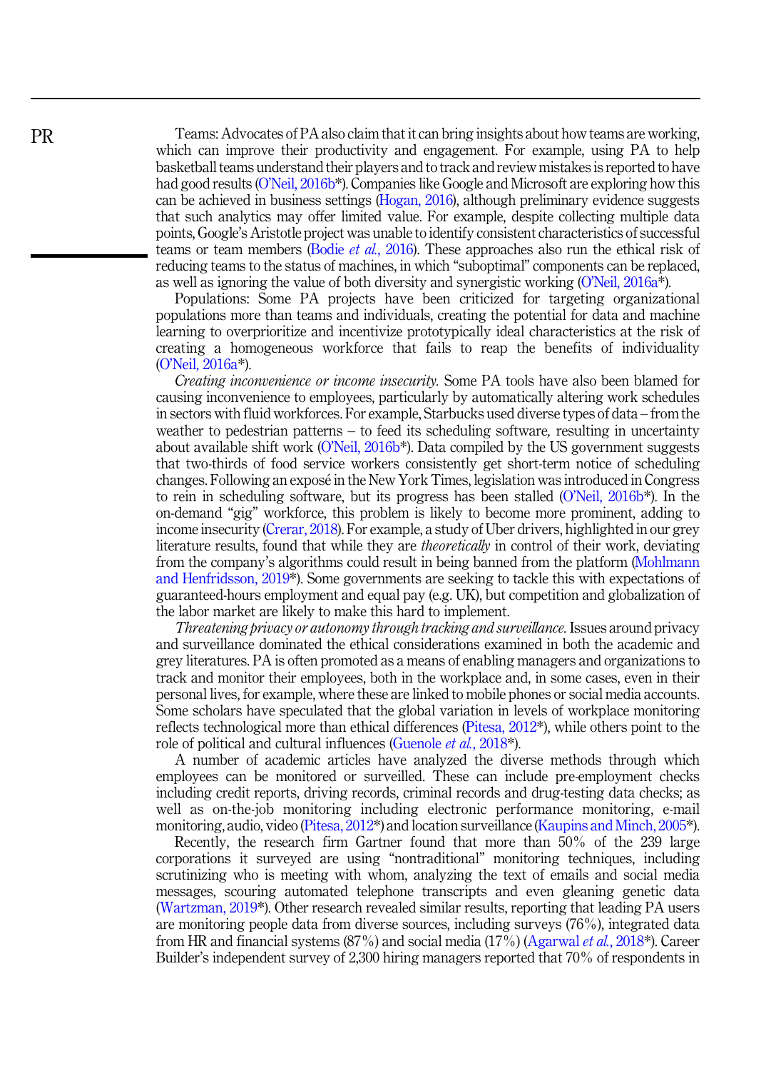Teams: Advocates of PA also claim that it can bring insights about how teams are working, which can improve their productivity and engagement. For example, using PA to help basketball teams understand their players and to track and review mistakes is reported to have had good results (O'Neil, 2016b*). Companies like Google and Microsoft are exploring how this can be achieved in business settings (Hogan, 2016), although preliminary evidence suggests that such analytics may offer limited value. For example, despite collecting multiple data points, Google's Aristotle project was unable to identify consistent characteristics of successful teams or team members (Bodie *et al.*, 2016). These approaches also run the ethical risk of reducing teams to the status of machines, in which "suboptimal" components can be replaced, as well as ignoring the value of both diversity and synergistic working (O'Neil, 2016a*).

Populations: Some PA projects have been criticized for targeting organizational populations more than teams and individuals, creating the potential for data and machine learning to overprioritize and incentivize prototypically ideal characteristics at the risk of creating a homogeneous workforce that fails to reap the benefits of individuality (O'Neil, 2016a*).

*Creating inconvenience or income insecurity.* Some PA tools have also been blamed for causing inconvenience to employees, particularly by automatically altering work schedules in sectors with fluid workforces. For example, Starbucks used diverse types of data – from the weather to pedestrian patterns – to feed its scheduling software, resulting in uncertainty about available shift work (O'Neil, 2016b*). Data compiled by the US government suggests that two-thirds of food service workers consistently get short-term notice of scheduling changes. Following an exposé in the New York Times, legislation was introduced in Congress to rein in scheduling software, but its progress has been stalled (O'Neil, 2016b*). In the on-demand "gig" workforce, this problem is likely to become more prominent, adding to income insecurity (Crerar, 2018). For example, a study of Uber drivers, highlighted in our grey literature results, found that while they are *theoretically* in control of their work, deviating from the company's algorithms could result in being banned from the platform (Mohlmann and Henfridsson, 2019*). Some governments are seeking to tackle this with expectations of guaranteed-hours employment and equal pay (e.g. UK), but competition and globalization of the labor market are likely to make this hard to implement.

*Threatening privacy or autonomy through tracking and surveillance.* Issues around privacy and surveillance dominated the ethical considerations examined in both the academic and grey literatures. PA is often promoted as a means of enabling managers and organizations to track and monitor their employees, both in the workplace and, in some cases, even in their personal lives, for example, where these are linked to mobile phones or social media accounts. Some scholars have speculated that the global variation in levels of workplace monitoring reflects technological more than ethical differences (Pitesa, 2012*), while others point to the role of political and cultural influences (Guenole *et al.*, 2018*).

A number of academic articles have analyzed the diverse methods through which employees can be monitored or surveilled. These can include pre-employment checks including credit reports, driving records, criminal records and drug-testing data checks; as well as on-the-job monitoring including electronic performance monitoring, e-mail monitoring, audio, video (Pitesa, 2012*) and location surveillance (Kaupins and Minch, 2005*).

Recently, the research firm Gartner found that more than 50% of the 239 large corporations it surveyed are using "nontraditional" monitoring techniques, including scrutinizing who is meeting with whom, analyzing the text of emails and social media messages, scouring automated telephone transcripts and even gleaning genetic data (Wartzman, 2019*). Other research revealed similar results, reporting that leading PA users are monitoring people data from diverse sources, including surveys (76%), integrated data from HR and financial systems (87%) and social media (17%) (Agarwal *et al.*, 2018*). Career Builder's independent survey of 2,300 hiring managers reported that 70% of respondents in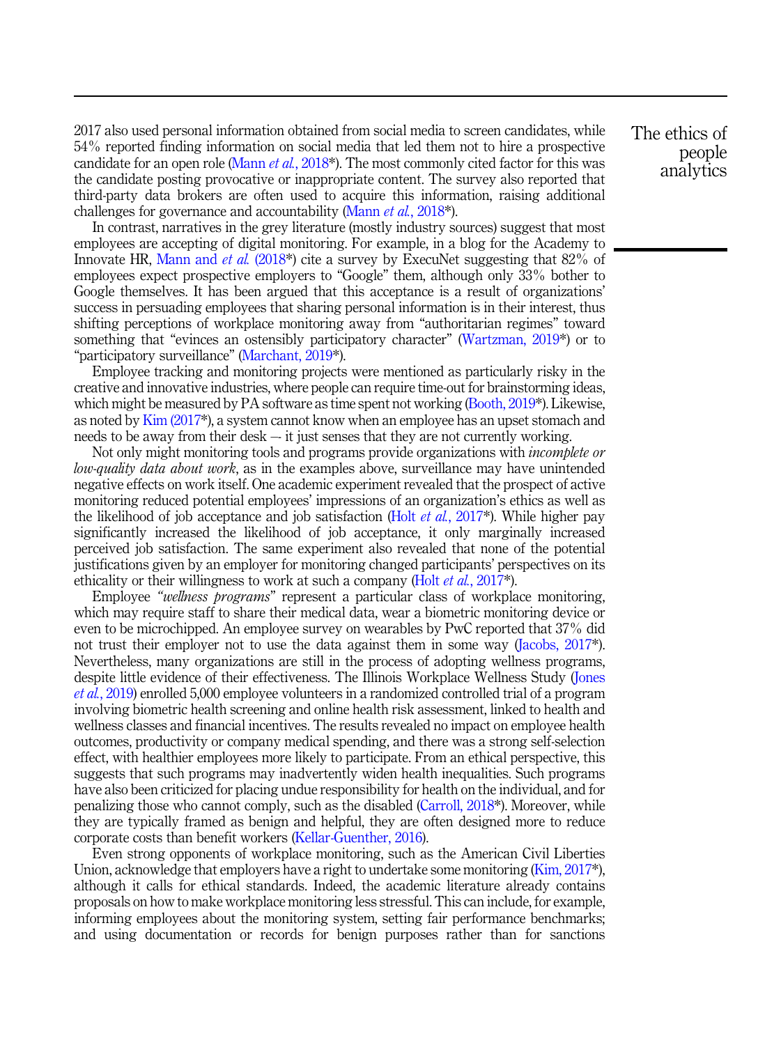2017 also used personal information obtained from social media to screen candidates, while 54% reported finding information on social media that led them not to hire a prospective candidate for an open role (Mann *et al.*, 2018*). The most commonly cited factor for this was the candidate posting provocative or inappropriate content. The survey also reported that third-party data brokers are often used to acquire this information, raising additional challenges for governance and accountability (Mann *et al.*, 2018*).

In contrast, narratives in the grey literature (mostly industry sources) suggest that most employees are accepting of digital monitoring. For example, in a blog for the Academy to Innovate HR, Mann and *et al.* (2018*) cite a survey by ExecuNet suggesting that 82% of employees expect prospective employers to "Google" them, although only 33% bother to Google themselves. It has been argued that this acceptance is a result of organizations' success in persuading employees that sharing personal information is in their interest, thus shifting perceptions of workplace monitoring away from "authoritarian regimes" toward something that "evinces an ostensibly participatory character" (Wartzman, 2019*) or to "participatory surveillance" (Marchant, 2019*).

Employee tracking and monitoring projects were mentioned as particularly risky in the creative and innovative industries, where people can require time-out for brainstorming ideas, which might be measured by PA software as time spent not working (Booth, 2019*). Likewise, as noted by Kim (2017*), a system cannot know when an employee has an upset stomach and needs to be away from their desk – it just senses that they are not currently working.

Not only might monitoring tools and programs provide organizations with *incomplete or low-quality data about work*, as in the examples above, surveillance may have unintended negative effects on work itself. One academic experiment revealed that the prospect of active monitoring reduced potential employees' impressions of an organization's ethics as well as the likelihood of job acceptance and job satisfaction (Holt *et al.*, 2017*). While higher pay significantly increased the likelihood of job acceptance, it only marginally increased perceived job satisfaction. The same experiment also revealed that none of the potential justifications given by an employer for monitoring changed participants' perspectives on its ethicality or their willingness to work at such a company (Holt *et al.*, 2017*).

Employee *"wellness programs"* represent a particular class of workplace monitoring, which may require staff to share their medical data, wear a biometric monitoring device or even to be microchipped. An employee survey on wearables by PwC reported that 37% did not trust their employer not to use the data against them in some way (Jacobs, 2017*). Nevertheless, many organizations are still in the process of adopting wellness programs, despite little evidence of their effectiveness. The Illinois Workplace Wellness Study (Jones *et al.*, 2019) enrolled 5,000 employee volunteers in a randomized controlled trial of a program involving biometric health screening and online health risk assessment, linked to health and wellness classes and financial incentives. The results revealed no impact on employee health outcomes, productivity or company medical spending, and there was a strong self-selection effect, with healthier employees more likely to participate. From an ethical perspective, this suggests that such programs may inadvertently widen health inequalities. Such programs have also been criticized for placing undue responsibility for health on the individual, and for penalizing those who cannot comply, such as the disabled (Carroll, 2018*). Moreover, while they are typically framed as benign and helpful, they are often designed more to reduce corporate costs than benefit workers (Kellar-Guenther, 2016).

Even strong opponents of workplace monitoring, such as the American Civil Liberties Union, acknowledge that employers have a right to undertake some monitoring (Kim, 2017*), although it calls for ethical standards. Indeed, the academic literature already contains proposals on how to make workplace monitoring less stressful. This can include, for example, informing employees about the monitoring system, setting fair performance benchmarks; and using documentation or records for benign purposes rather than for sanctions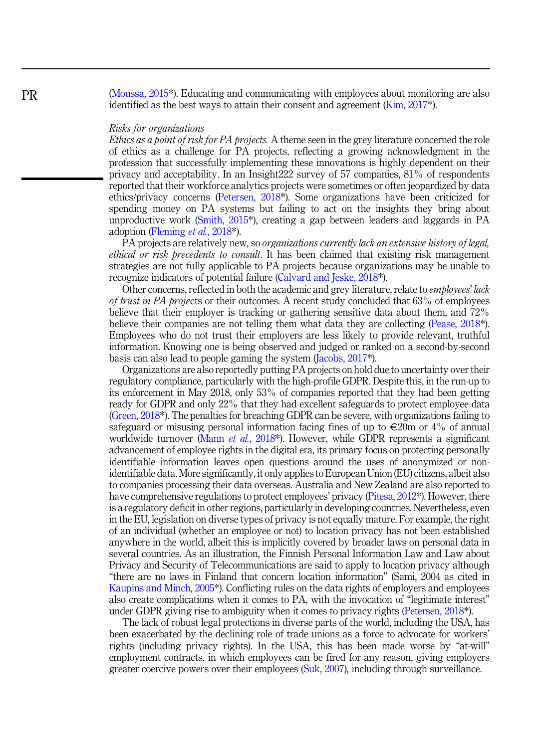(Moussa, 2015*). Educating and communicating with employees about monitoring are also identified as the best ways to attain their consent and agreement (Kim, 2017*).

### Risks for organizations

*Ethics as a point of risk for PA projects.* A theme seen in the grey literature concerned the role of ethics as a challenge for PA projects, reflecting a growing acknowledgment in the profession that successfully implementing these innovations is highly dependent on their privacy and acceptability. In an Insight222 survey of 57 companies, 81% of respondents reported that their workforce analytics projects were sometimes or often jeopardized by data ethics/privacy concerns (Petersen, 2018*). Some organizations have been criticized for spending money on PA systems but failing to act on the insights they bring about unproductive work (Smith, 2015*), creating a gap between leaders and laggards in PA adoption (Fleming *et al.*, 2018*).

PA projects are relatively new, so *organizations currently lack an extensive history of legal, ethical or risk precedents to consult*. It has been claimed that existing risk management strategies are not fully applicable to PA projects because organizations may be unable to recognize indicators of potential failure (Calvard and Jeske, 2018*).

Other concerns, reflected in both the academic and grey literature, relate to *employees' lack of trust in PA projec*ts or their outcomes. A recent study concluded that 63% of employees believe that their employer is tracking or gathering sensitive data about them, and 72% believe their companies are not telling them what data they are collecting (Pease, 2018*). Employees who do not trust their employers are less likely to provide relevant, truthful information. Knowing one is being observed and judged or ranked on a second-by-second basis can also lead to people gaming the system (Jacobs, 2017*).

Organizations are also reportedly putting PA projects on hold due to uncertainty over their regulatory compliance, particularly with the high-profile GDPR. Despite this, in the run-up to its enforcement in May 2018, only 53% of companies reported that they had been getting ready for GDPR and only 22% that they had excellent safeguards to protect employee data (Green, 2018*). The penalties for breaching GDPR can be severe, with organizations failing to safeguard or misusing personal information facing fines of up to €20m or 4% of annual worldwide turnover (Mann *et al.*, 2018*). However, while GDPR represents a significant advancement of employee rights in the digital era, its primary focus on protecting personally identifiable information leaves open questions around the uses of anonymized or non-identifiable data. More significantly, it only applies to European Union (EU) citizens, albeit also to companies processing their data overseas. Australia and New Zealand are also reported to have comprehensive regulations to protect employees' privacy (Pitesa, 2012*). However, there is a regulatory deficit in other regions, particularly in developing countries. Nevertheless, even in the EU, legislation on diverse types of privacy is not equally mature. For example, the right of an individual (whether an employee or not) to location privacy has not been established anywhere in the world, albeit this is implicitly covered by broader laws on personal data in several countries. As an illustration, the Finnish Personal Information Law and Law about Privacy and Security of Telecommunications are said to apply to location privacy although "there are no laws in Finland that concern location information" (Sami, 2004 as cited in Kaupins and Minch, 2005*). Conflicting rules on the data rights of employers and employees also create complications when it comes to PA, with the invocation of "legitimate interest" under GDPR giving rise to ambiguity when it comes to privacy rights (Petersen, 2018*).

The lack of robust legal protections in diverse parts of the world, including the USA, has been exacerbated by the declining role of trade unions as a force to advocate for workers' rights (including privacy rights). In the USA, this has been made worse by "at-will" employment contracts, in which employees can be fired for any reason, giving employers greater coercive powers over their employees (Suk, 2007), including through surveillance.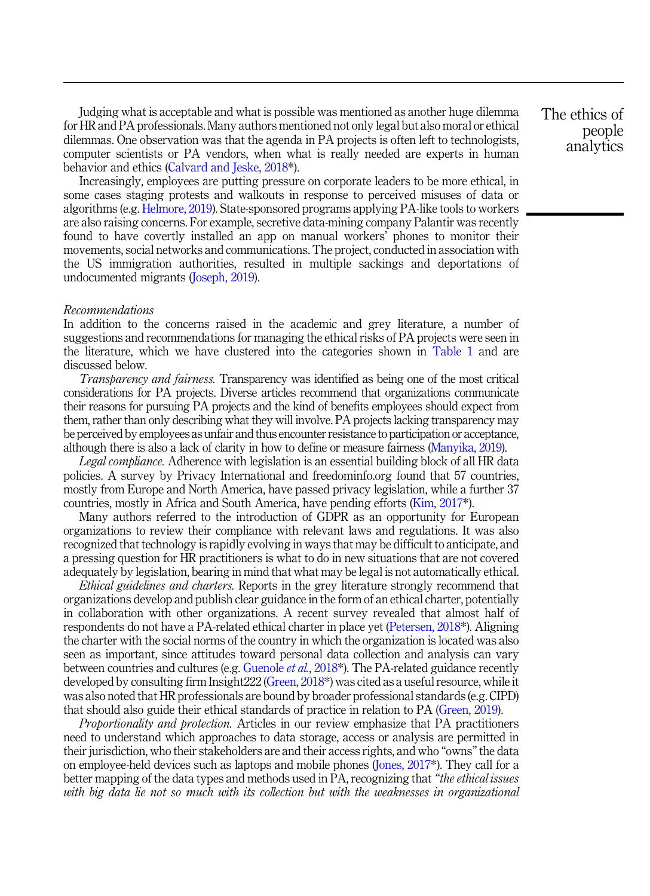Judging what is acceptable and what is possible was mentioned as another huge dilemma for HR and PA professionals. Many authors mentioned not only legal but also moral or ethical dilemmas. One observation was that the agenda in PA projects is often left to technologists, computer scientists or PA vendors, when what is really needed are experts in human behavior and ethics (Calvard and Jeske, 2018*).

Increasingly, employees are putting pressure on corporate leaders to be more ethical, in some cases staging protests and walkouts in response to perceived misuses of data or algorithms (e.g. Helmore, 2019). State-sponsored programs applying PA-like tools to workers are also raising concerns. For example, secretive data-mining company Palantir was recently found to have covertly installed an app on manual workers' phones to monitor their movements, social networks and communications. The project, conducted in association with the US immigration authorities, resulted in multiple sackings and deportations of undocumented migrants (Joseph, 2019).

*Recommendations*

In addition to the concerns raised in the academic and grey literature, a number of suggestions and recommendations for managing the ethical risks of PA projects were seen in the literature, which we have clustered into the categories shown in Table 1 and are discussed below.

*Transparency and fairness.* Transparency was identified as being one of the most critical considerations for PA projects. Diverse articles recommend that organizations communicate their reasons for pursuing PA projects and the kind of benefits employees should expect from them, rather than only describing what they will involve. PA projects lacking transparency may be perceived by employees as unfair and thus encounter resistance to participation or acceptance, although there is also a lack of clarity in how to define or measure fairness (Manyika, 2019).

*Legal compliance.* Adherence with legislation is an essential building block of all HR data policies. A survey by Privacy International and freedominfo.org found that 57 countries, mostly from Europe and North America, have passed privacy legislation, while a further 37 countries, mostly in Africa and South America, have pending efforts (Kim, 2017*).

Many authors referred to the introduction of GDPR as an opportunity for European organizations to review their compliance with relevant laws and regulations. It was also recognized that technology is rapidly evolving in ways that may be difficult to anticipate, and a pressing question for HR practitioners is what to do in new situations that are not covered adequately by legislation, bearing in mind that what may be legal is not automatically ethical.

*Ethical guidelines and charters.* Reports in the grey literature strongly recommend that organizations develop and publish clear guidance in the form of an ethical charter, potentially in collaboration with other organizations. A recent survey revealed that almost half of respondents do not have a PA-related ethical charter in place yet (Petersen, 2018*). Aligning the charter with the social norms of the country in which the organization is located was also seen as important, since attitudes toward personal data collection and analysis can vary between countries and cultures (e.g. Guenole *et al.*, 2018*). The PA-related guidance recently developed by consulting firm Insight222 (Green, 2018*) was cited as a useful resource, while it was also noted that HR professionals are bound by broader professional standards (e.g. CIPD) that should also guide their ethical standards of practice in relation to PA (Green, 2019).

*Proportionality and protection.* Articles in our review emphasize that PA practitioners need to understand which approaches to data storage, access or analysis are permitted in their jurisdiction, who their stakeholders are and their access rights, and who "owns" the data on employee-held devices such as laptops and mobile phones (Jones, 2017*). They call for a better mapping of the data types and methods used in PA, recognizing that *"the ethical issues with big data lie not so much with its collection but with the weaknesses in organizational*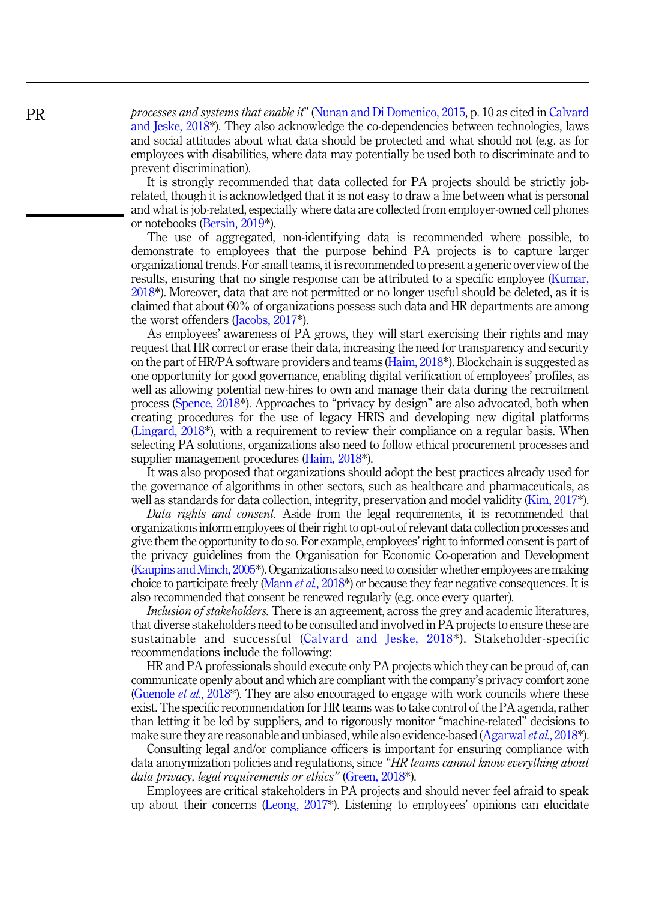*processes and systems that enable it*" (Nunan and Di Domenico, 2015, p. 10 as cited in Calvard and Jeske, 2018*). They also acknowledge the co-dependencies between technologies, laws and social attitudes about what data should be protected and what should not (e.g. as for employees with disabilities, where data may potentially be used both to discriminate and to prevent discrimination).

It is strongly recommended that data collected for PA projects should be strictly job-related, though it is acknowledged that it is not easy to draw a line between what is personal and what is job-related, especially where data are collected from employer-owned cell phones or notebooks (Bersin, 2019*).

The use of aggregated, non-identifying data is recommended where possible, to demonstrate to employees that the purpose behind PA projects is to capture larger organizational trends. For small teams, it is recommended to present a generic overview of the results, ensuring that no single response can be attributed to a specific employee (Kumar, 2018*). Moreover, data that are not permitted or no longer useful should be deleted, as it is claimed that about 60% of organizations possess such data and HR departments are among the worst offenders (Jacobs, 2017*).

As employees' awareness of PA grows, they will start exercising their rights and may request that HR correct or erase their data, increasing the need for transparency and security on the part of HR/PA software providers and teams (Haim, 2018*). Blockchain is suggested as one opportunity for good governance, enabling digital verification of employees' profiles, as well as allowing potential new-hires to own and manage their data during the recruitment process (Spence, 2018*). Approaches to "privacy by design" are also advocated, both when creating procedures for the use of legacy HRIS and developing new digital platforms (Lingard, 2018*), with a requirement to review their compliance on a regular basis. When selecting PA solutions, organizations also need to follow ethical procurement processes and supplier management procedures (Haim, 2018*).

It was also proposed that organizations should adopt the best practices already used for the governance of algorithms in other sectors, such as healthcare and pharmaceuticals, as well as standards for data collection, integrity, preservation and model validity (Kim, 2017*).

*Data rights and consent.* Aside from the legal requirements, it is recommended that organizations inform employees of their right to opt-out of relevant data collection processes and give them the opportunity to do so. For example, employees' right to informed consent is part of the privacy guidelines from the Organisation for Economic Co-operation and Development (Kaupins and Minch, 2005*). Organizations also need to consider whether employees are making choice to participate freely (Mann *et al.*, 2018*) or because they fear negative consequences. It is also recommended that consent be renewed regularly (e.g. once every quarter).

*Inclusion of stakeholders.* There is an agreement, across the grey and academic literatures, that diverse stakeholders need to be consulted and involved in PA projects to ensure these are sustainable and successful (Calvard and Jeske, 2018*). Stakeholder-specific recommendations include the following:

HR and PA professionals should execute only PA projects which they can be proud of, can communicate openly about and which are compliant with the company's privacy comfort zone (Guenole *et al.*, 2018*). They are also encouraged to engage with work councils where these exist. The specific recommendation for HR teams was to take control of the PA agenda, rather than letting it be led by suppliers, and to rigorously monitor "machine-related" decisions to make sure they are reasonable and unbiased, while also evidence-based (Agarwal *et al.*, 2018*).

Consulting legal and/or compliance officers is important for ensuring compliance with data anonymization policies and regulations, since *"HR teams cannot know everything about data privacy, legal requirements or ethics"* (Green, 2018*).

Employees are critical stakeholders in PA projects and should never feel afraid to speak up about their concerns (Leong, 2017*). Listening to employees' opinions can elucidate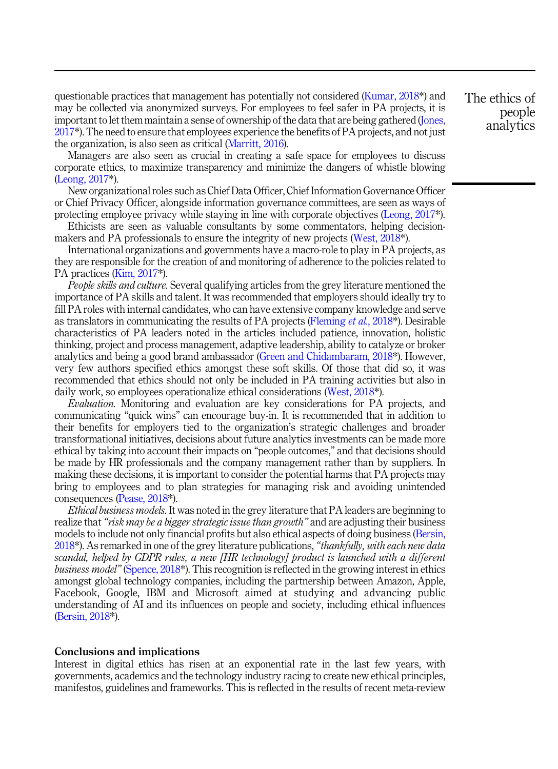questionable practices that management has potentially not considered (Kumar, 2018*) and may be collected via anonymized surveys. For employees to feel safer in PA projects, it is important to let them maintain a sense of ownership of the data that are being gathered (Jones, 2017*). The need to ensure that employees experience the benefits of PA projects, and not just the organization, is also seen as critical (Marritt, 2016).

Managers are also seen as crucial in creating a safe space for employees to discuss corporate ethics, to maximize transparency and minimize the dangers of whistle blowing (Leong, 2017*).

New organizational roles such as Chief Data Officer, Chief Information Governance Officer or Chief Privacy Officer, alongside information governance committees, are seen as ways of protecting employee privacy while staying in line with corporate objectives (Leong, 2017*).

Ethicists are seen as valuable consultants by some commentators, helping decision-makers and PA professionals to ensure the integrity of new projects (West, 2018*).

International organizations and governments have a macro-role to play in PA projects, as they are responsible for the creation of and monitoring of adherence to the policies related to PA practices (Kim, 2017*).

*People skills and culture.* Several qualifying articles from the grey literature mentioned the importance of PA skills and talent. It was recommended that employers should ideally try to fill PA roles with internal candidates, who can have extensive company knowledge and serve as translators in communicating the results of PA projects (Fleming *et al.*, 2018*). Desirable characteristics of PA leaders noted in the articles included patience, innovation, holistic thinking, project and process management, adaptive leadership, ability to catalyze or broker analytics and being a good brand ambassador (Green and Chidambaram, 2018*). However, very few authors specified ethics amongst these soft skills. Of those that did so, it was recommended that ethics should not only be included in PA training activities but also in daily work, so employees operationalize ethical considerations (West, 2018*).

*Evaluation.* Monitoring and evaluation are key considerations for PA projects, and communicating "quick wins" can encourage buy-in. It is recommended that in addition to their benefits for employers tied to the organization's strategic challenges and broader transformational initiatives, decisions about future analytics investments can be made more ethical by taking into account their impacts on "people outcomes," and that decisions should be made by HR professionals and the company management rather than by suppliers. In making these decisions, it is important to consider the potential harms that PA projects may bring to employees and to plan strategies for managing risk and avoiding unintended consequences (Pease, 2018*).

*Ethical business models.* It was noted in the grey literature that PA leaders are beginning to realize that *"risk may be a bigger strategic issue than growth"* and are adjusting their business models to include not only financial profits but also ethical aspects of doing business (Bersin, 2018*). As remarked in one of the grey literature publications, *"thankfully, with each new data scandal, helped by GDPR rules, a new [HR technology] product is launched with a different business model"* (Spence, 2018*). This recognition is reflected in the growing interest in ethics amongst global technology companies, including the partnership between Amazon, Apple, Facebook, Google, IBM and Microsoft aimed at studying and advancing public understanding of AI and its influences on people and society, including ethical influences (Bersin, 2018*).

## Conclusions and implications

Interest in digital ethics has risen at an exponential rate in the last few years, with governments, academics and the technology industry racing to create new ethical principles, manifestos, guidelines and frameworks. This is reflected in the results of recent meta-review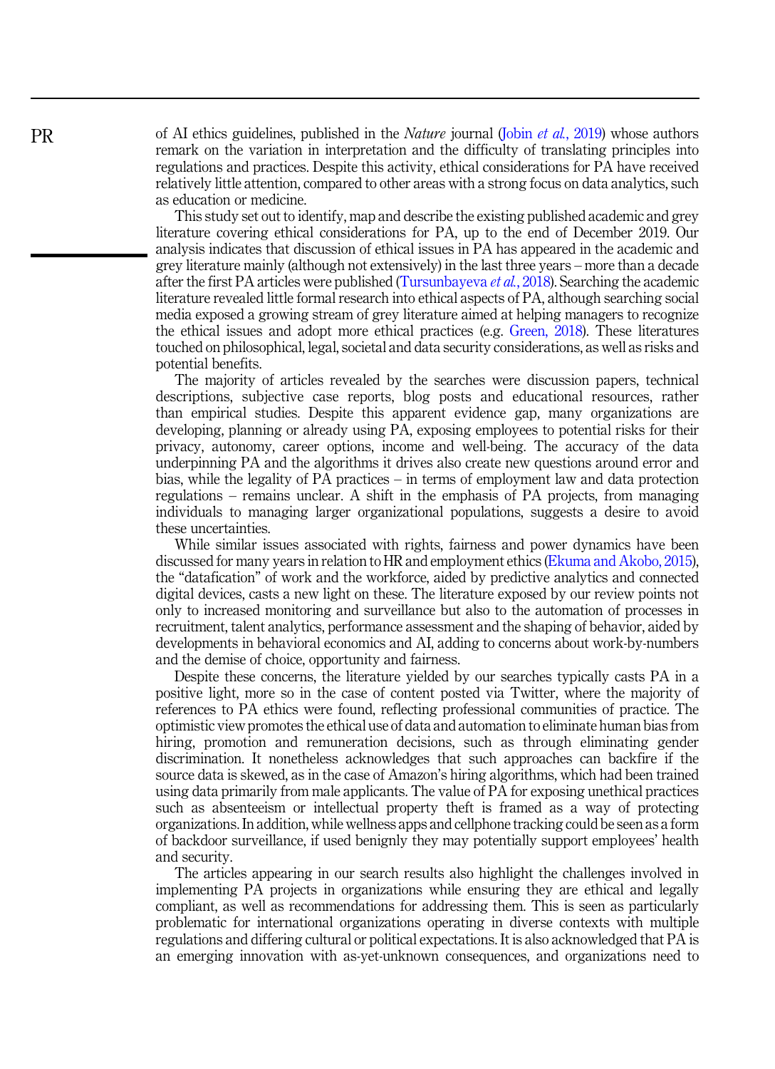of AI ethics guidelines, published in the *Nature* journal (Jobin *et al.*, 2019) whose authors remark on the variation in interpretation and the difficulty of translating principles into regulations and practices. Despite this activity, ethical considerations for PA have received relatively little attention, compared to other areas with a strong focus on data analytics, such as education or medicine.

This study set out to identify, map and describe the existing published academic and grey literature covering ethical considerations for PA, up to the end of December 2019. Our analysis indicates that discussion of ethical issues in PA has appeared in the academic and grey literature mainly (although not extensively) in the last three years – more than a decade after the first PA articles were published (Tursunbayeva *et al.*, 2018). Searching the academic literature revealed little formal research into ethical aspects of PA, although searching social media exposed a growing stream of grey literature aimed at helping managers to recognize the ethical issues and adopt more ethical practices (e.g. Green, 2018). These literatures touched on philosophical, legal, societal and data security considerations, as well as risks and potential benefits.

The majority of articles revealed by the searches were discussion papers, technical descriptions, subjective case reports, blog posts and educational resources, rather than empirical studies. Despite this apparent evidence gap, many organizations are developing, planning or already using PA, exposing employees to potential risks for their privacy, autonomy, career options, income and well-being. The accuracy of the data underpinning PA and the algorithms it drives also create new questions around error and bias, while the legality of PA practices – in terms of employment law and data protection regulations – remains unclear. A shift in the emphasis of PA projects, from managing individuals to managing larger organizational populations, suggests a desire to avoid these uncertainties.

While similar issues associated with rights, fairness and power dynamics have been discussed for many years in relation to HR and employment ethics (Ekuma and Akobo, 2015), the "datafication" of work and the workforce, aided by predictive analytics and connected digital devices, casts a new light on these. The literature exposed by our review points not only to increased monitoring and surveillance but also to the automation of processes in recruitment, talent analytics, performance assessment and the shaping of behavior, aided by developments in behavioral economics and AI, adding to concerns about work-by-numbers and the demise of choice, opportunity and fairness.

Despite these concerns, the literature yielded by our searches typically casts PA in a positive light, more so in the case of content posted via Twitter, where the majority of references to PA ethics were found, reflecting professional communities of practice. The optimistic view promotes the ethical use of data and automation to eliminate human bias from hiring, promotion and remuneration decisions, such as through eliminating gender discrimination. It nonetheless acknowledges that such approaches can backfire if the source data is skewed, as in the case of Amazon's hiring algorithms, which had been trained using data primarily from male applicants. The value of PA for exposing unethical practices such as absenteeism or intellectual property theft is framed as a way of protecting organizations. In addition, while wellness apps and cellphone tracking could be seen as a form of backdoor surveillance, if used benignly they may potentially support employees' health and security.

The articles appearing in our search results also highlight the challenges involved in implementing PA projects in organizations while ensuring they are ethical and legally compliant, as well as recommendations for addressing them. This is seen as particularly problematic for international organizations operating in diverse contexts with multiple regulations and differing cultural or political expectations. It is also acknowledged that PA is an emerging innovation with as-yet-unknown consequences, and organizations need to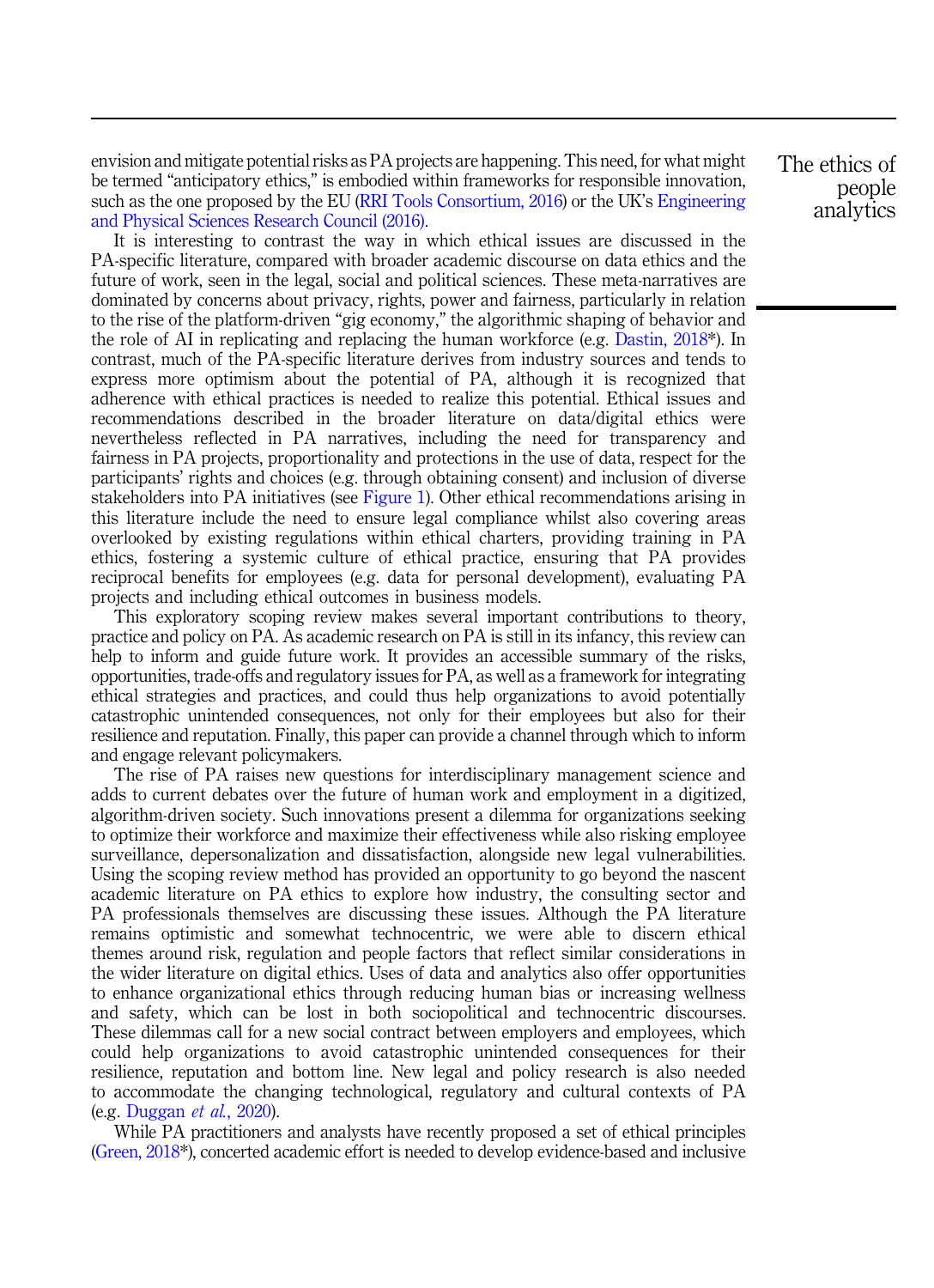envision and mitigate potential risks as PA projects are happening. This need, for what might be termed "anticipatory ethics," is embodied within frameworks for responsible innovation, such as the one proposed by the EU (RRI Tools Consortium, 2016) or the UK's Engineering and Physical Sciences Research Council (2016).

It is interesting to contrast the way in which ethical issues are discussed in the PA-specific literature, compared with broader academic discourse on data ethics and the future of work, seen in the legal, social and political sciences. These meta-narratives are dominated by concerns about privacy, rights, power and fairness, particularly in relation to the rise of the platform-driven "gig economy," the algorithmic shaping of behavior and the role of AI in replicating and replacing the human workforce (e.g. Dastin, 2018*). In contrast, much of the PA-specific literature derives from industry sources and tends to express more optimism about the potential of PA, although it is recognized that adherence with ethical practices is needed to realize this potential. Ethical issues and recommendations described in the broader literature on data/digital ethics were nevertheless reflected in PA narratives, including the need for transparency and fairness in PA projects, proportionality and protections in the use of data, respect for the participants' rights and choices (e.g. through obtaining consent) and inclusion of diverse stakeholders into PA initiatives (see Figure 1). Other ethical recommendations arising in this literature include the need to ensure legal compliance whilst also covering areas overlooked by existing regulations within ethical charters, providing training in PA ethics, fostering a systemic culture of ethical practice, ensuring that PA provides reciprocal benefits for employees (e.g. data for personal development), evaluating PA projects and including ethical outcomes in business models.

This exploratory scoping review makes several important contributions to theory, practice and policy on PA. As academic research on PA is still in its infancy, this review can help to inform and guide future work. It provides an accessible summary of the risks, opportunities, trade-offs and regulatory issues for PA, as well as a framework for integrating ethical strategies and practices, and could thus help organizations to avoid potentially catastrophic unintended consequences, not only for their employees but also for their resilience and reputation. Finally, this paper can provide a channel through which to inform and engage relevant policymakers.

The rise of PA raises new questions for interdisciplinary management science and adds to current debates over the future of human work and employment in a digitized, algorithm-driven society. Such innovations present a dilemma for organizations seeking to optimize their workforce and maximize their effectiveness while also risking employee surveillance, depersonalization and dissatisfaction, alongside new legal vulnerabilities. Using the scoping review method has provided an opportunity to go beyond the nascent academic literature on PA ethics to explore how industry, the consulting sector and PA professionals themselves are discussing these issues. Although the PA literature remains optimistic and somewhat technocentric, we were able to discern ethical themes around risk, regulation and people factors that reflect similar considerations in the wider literature on digital ethics. Uses of data and analytics also offer opportunities to enhance organizational ethics through reducing human bias or increasing wellness and safety, which can be lost in both sociopolitical and technocentric discourses. These dilemmas call for a new social contract between employers and employees, which could help organizations to avoid catastrophic unintended consequences for their resilience, reputation and bottom line. New legal and policy research is also needed to accommodate the changing technological, regulatory and cultural contexts of PA (e.g. Duggan *et al.*, 2020).

While PA practitioners and analysts have recently proposed a set of ethical principles (Green, 2018*), concerted academic effort is needed to develop evidence-based and inclusive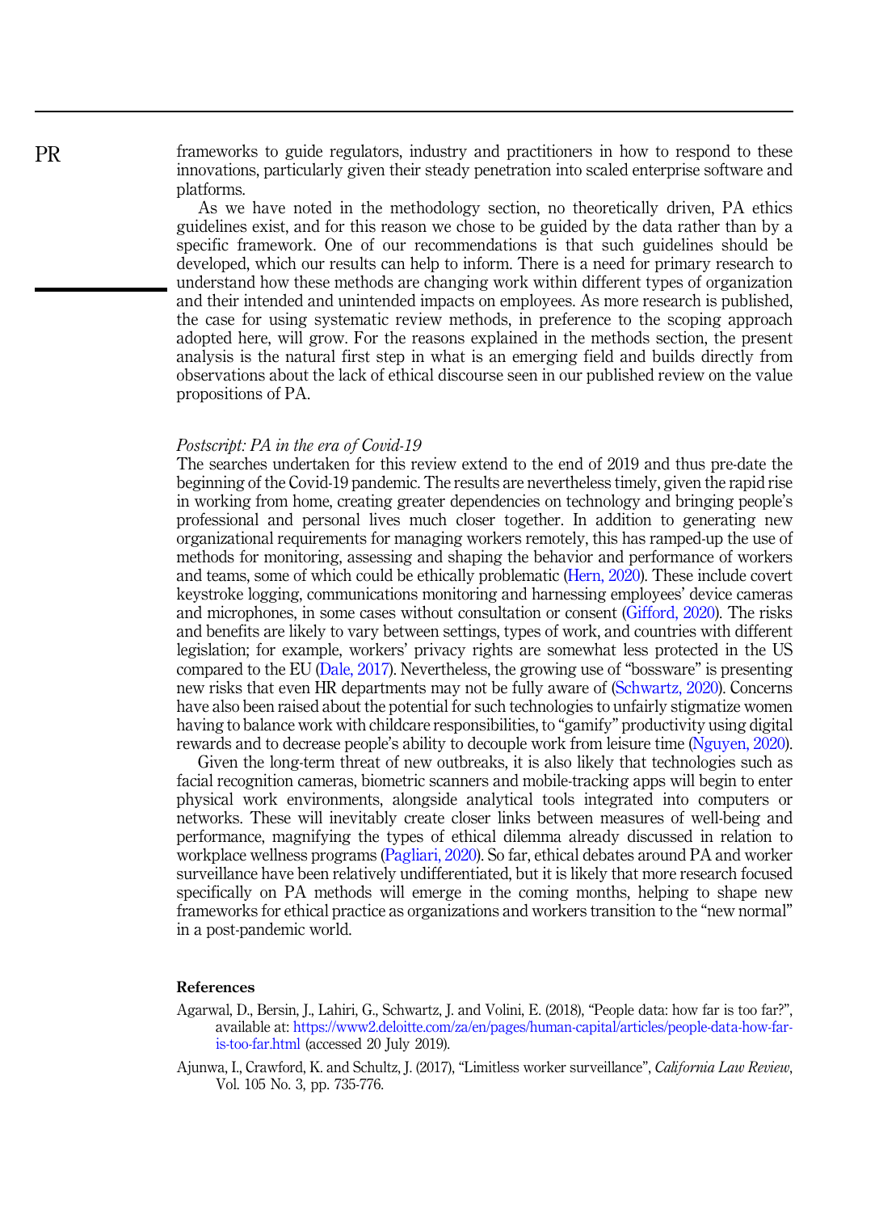frameworks to guide regulators, industry and practitioners in how to respond to these innovations, particularly given their steady penetration into scaled enterprise software and platforms.

As we have noted in the methodology section, no theoretically driven, PA ethics guidelines exist, and for this reason we chose to be guided by the data rather than by a specific framework. One of our recommendations is that such guidelines should be developed, which our results can help to inform. There is a need for primary research to understand how these methods are changing work within different types of organization and their intended and unintended impacts on employees. As more research is published, the case for using systematic review methods, in preference to the scoping approach adopted here, will grow. For the reasons explained in the methods section, the present analysis is the natural first step in what is an emerging field and builds directly from observations about the lack of ethical discourse seen in our published review on the value propositions of PA.

### *Postscript: PA in the era of Covid-19*

The searches undertaken for this review extend to the end of 2019 and thus pre-date the beginning of the Covid-19 pandemic. The results are nevertheless timely, given the rapid rise in working from home, creating greater dependencies on technology and bringing people's professional and personal lives much closer together. In addition to generating new organizational requirements for managing workers remotely, this has ramped-up the use of methods for monitoring, assessing and shaping the behavior and performance of workers and teams, some of which could be ethically problematic (Hern, 2020). These include covert keystroke logging, communications monitoring and harnessing employees' device cameras and microphones, in some cases without consultation or consent (Gifford, 2020). The risks and benefits are likely to vary between settings, types of work, and countries with different legislation; for example, workers' privacy rights are somewhat less protected in the US compared to the EU (Dale, 2017). Nevertheless, the growing use of "bossware" is presenting new risks that even HR departments may not be fully aware of (Schwartz, 2020). Concerns have also been raised about the potential for such technologies to unfairly stigmatize women having to balance work with childcare responsibilities, to "gamify" productivity using digital rewards and to decrease people's ability to decouple work from leisure time (Nguyen, 2020).

Given the long-term threat of new outbreaks, it is also likely that technologies such as facial recognition cameras, biometric scanners and mobile-tracking apps will begin to enter physical work environments, alongside analytical tools integrated into computers or networks. These will inevitably create closer links between measures of well-being and performance, magnifying the types of ethical dilemma already discussed in relation to workplace wellness programs (Pagliari, 2020). So far, ethical debates around PA and worker surveillance have been relatively undifferentiated, but it is likely that more research focused specifically on PA methods will emerge in the coming months, helping to shape new frameworks for ethical practice as organizations and workers transition to the "new normal" in a post-pandemic world.

## References

Agarwal, D., Bersin, J., Lahiri, G., Schwartz, J. and Volini, E. (2018), "People data: how far is too far?", available at: https://www2.deloitte.com/za/en/pages/human-capital/articles/people-data-how-far-is-too-far.html (accessed 20 July 2019).

Ajunwa, I., Crawford, K. and Schultz, J. (2017), "Limitless worker surveillance", *California Law Review*, Vol. 105 No. 3, pp. 735-776.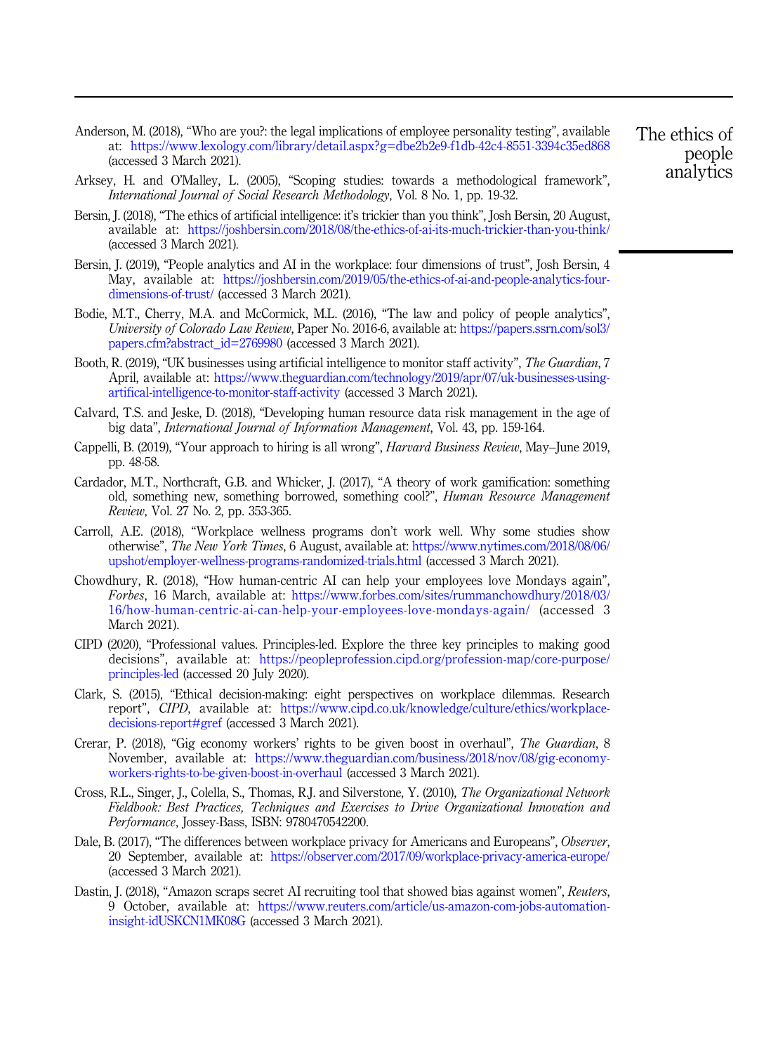Anderson, M. (2018), "Who are you?: the legal implications of employee personality testing", available at: https://www.lexology.com/library/detail.aspx?g=dbe2b2e9-f1db-42c4-8551-3394c35ed868 (accessed 3 March 2021).

Arksey, H. and O'Malley, L. (2005), "Scoping studies: towards a methodological framework", *International Journal of Social Research Methodology*, Vol. 8 No. 1, pp. 19-32.

Bersin, J. (2018), "The ethics of artificial intelligence: it's trickier than you think", Josh Bersin, 20 August, available at: https://joshbersin.com/2018/08/the-ethics-of-ai-its-much-trickier-than-you-think/ (accessed 3 March 2021).

Bersin, J. (2019), "People analytics and AI in the workplace: four dimensions of trust", Josh Bersin, 4 May, available at: https://joshbersin.com/2019/05/the-ethics-of-ai-and-people-analytics-four-dimensions-of-trust/ (accessed 3 March 2021).

Bodie, M.T., Cherry, M.A. and McCormick, M.L. (2016), "The law and policy of people analytics", *University of Colorado Law Review*, Paper No. 2016-6, available at: https://papers.ssrn.com/sol3/papers.cfm?abstract_id=2769980 (accessed 3 March 2021).

Booth, R. (2019), "UK businesses using artificial intelligence to monitor staff activity", *The Guardian*, 7 April, available at: https://www.theguardian.com/technology/2019/apr/07/uk-businesses-using-artifical-intelligence-to-monitor-staff-activity (accessed 3 March 2021).

Calvard, T.S. and Jeske, D. (2018), "Developing human resource data risk management in the age of big data", *International Journal of Information Management*, Vol. 43, pp. 159-164.

Cappelli, B. (2019), "Your approach to hiring is all wrong", *Harvard Business Review*, May–June 2019, pp. 48-58.

Cardador, M.T., Northcraft, G.B. and Whicker, J. (2017), "A theory of work gamification: something old, something new, something borrowed, something cool?", *Human Resource Management Review*, Vol. 27 No. 2, pp. 353-365.

Carroll, A.E. (2018), "Workplace wellness programs don't work well. Why some studies show otherwise", *The New York Times*, 6 August, available at: https://www.nytimes.com/2018/08/06/upshot/employer-wellness-programs-randomized-trials.html (accessed 3 March 2021).

Chowdhury, R. (2018), "How human-centric AI can help your employees love Mondays again", *Forbes*, 16 March, available at: https://www.forbes.com/sites/rummanchowdhury/2018/03/16/how-human-centric-ai-can-help-your-employees-love-mondays-again/ (accessed 3 March 2021).

CIPD (2020), "Professional values. Principles-led. Explore the three key principles to making good decisions", available at: https://peopleprofession.cipd.org/profession-map/core-purpose/principles-led (accessed 20 July 2020).

Clark, S. (2015), "Ethical decision-making: eight perspectives on workplace dilemmas. Research report", *CIPD*, available at: https://www.cipd.co.uk/knowledge/culture/ethics/workplace-decisions-report#gref (accessed 3 March 2021).

Crerar, P. (2018), "Gig economy workers' rights to be given boost in overhaul", *The Guardian*, 8 November, available at: https://www.theguardian.com/business/2018/nov/08/gig-economy-workers-rights-to-be-given-boost-in-overhaul (accessed 3 March 2021).

Cross, R.L., Singer, J., Colella, S., Thomas, R.J. and Silverstone, Y. (2010), *The Organizational Network Fieldbook: Best Practices, Techniques and Exercises to Drive Organizational Innovation and Performance*, Jossey-Bass, ISBN: 9780470542200.

Dale, B. (2017), "The differences between workplace privacy for Americans and Europeans", *Observer*, 20 September, available at: https://observer.com/2017/09/workplace-privacy-america-europe/ (accessed 3 March 2021).

Dastin, J. (2018), "Amazon scraps secret AI recruiting tool that showed bias against women", *Reuters*, 9 October, available at: https://www.reuters.com/article/us-amazon-com-jobs-automation-insight-idUSKCN1MK08G (accessed 3 March 2021).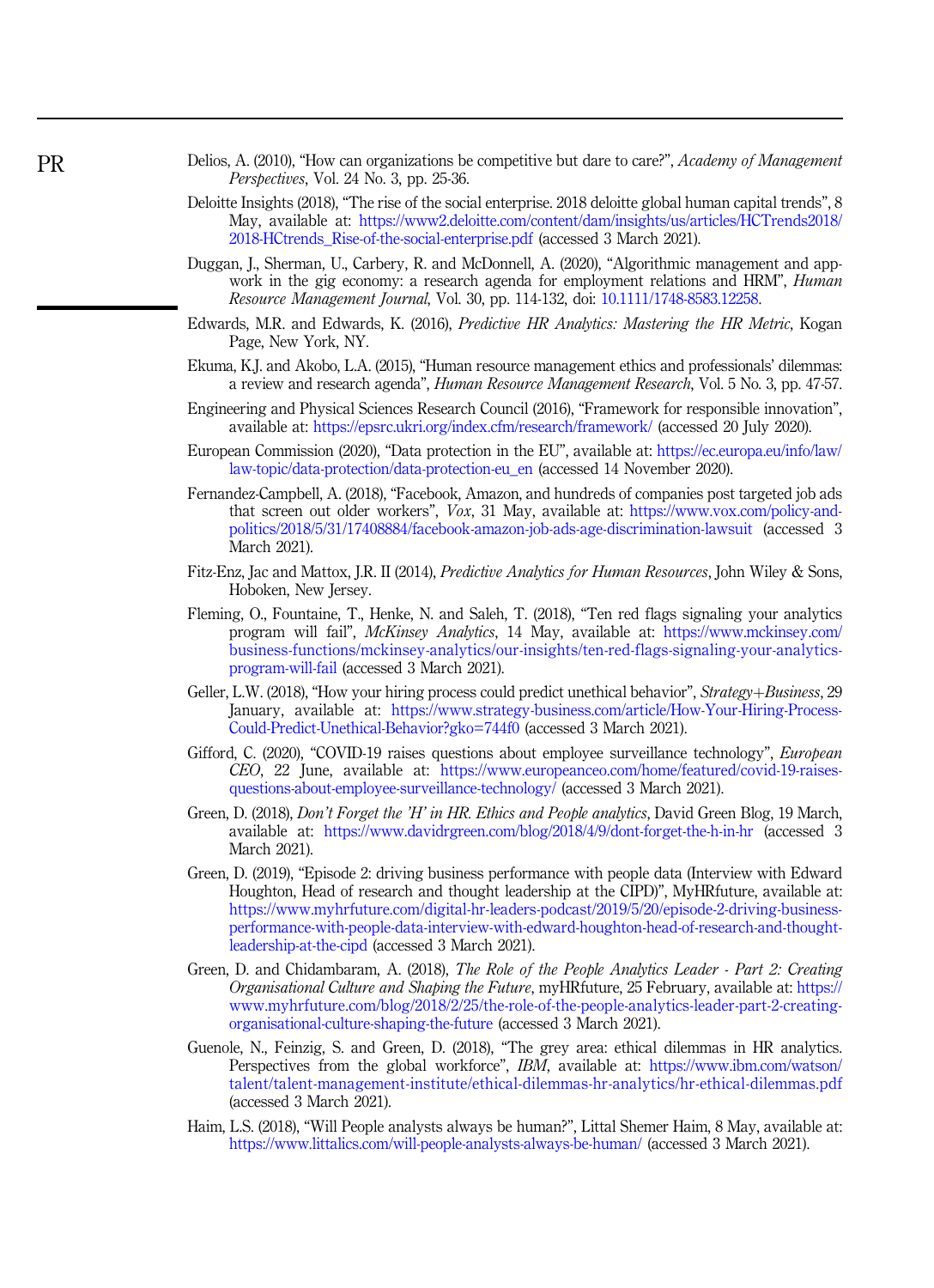Delios, A. (2010), "How can organizations be competitive but dare to care?", *Academy of Management Perspectives*, Vol. 24 No. 3, pp. 25-36.

Deloitte Insights (2018), "The rise of the social enterprise. 2018 deloitte global human capital trends", 8 May, available at: https://www2.deloitte.com/content/dam/insights/us/articles/HCTrends2018/2018-HCtrends_Rise-of-the-social-enterprise.pdf (accessed 3 March 2021).

Duggan, J., Sherman, U., Carbery, R. and McDonnell, A. (2020), "Algorithmic management and app-work in the gig economy: a research agenda for employment relations and HRM", *Human Resource Management Journal*, Vol. 30, pp. 114-132, doi: 10.1111/1748-8583.12258.

Edwards, M.R. and Edwards, K. (2016), *Predictive HR Analytics: Mastering the HR Metric*, Kogan Page, New York, NY.

Ekuma, K.J. and Akobo, L.A. (2015), "Human resource management ethics and professionals' dilemmas: a review and research agenda", *Human Resource Management Research*, Vol. 5 No. 3, pp. 47-57.

Engineering and Physical Sciences Research Council (2016), "Framework for responsible innovation", available at: https://epsrc.ukri.org/index.cfm/research/framework/ (accessed 20 July 2020).

European Commission (2020), "Data protection in the EU", available at: https://ec.europa.eu/info/law/law-topic/data-protection/data-protection-eu_en (accessed 14 November 2020).

Fernandez-Campbell, A. (2018), "Facebook, Amazon, and hundreds of companies post targeted job ads that screen out older workers", *Vox*, 31 May, available at: https://www.vox.com/policy-and-politics/2018/5/31/17408884/facebook-amazon-job-ads-age-discrimination-lawsuit (accessed 3 March 2021).

Fitz-Enz, Jac and Mattox, J.R. II (2014), *Predictive Analytics for Human Resources*, John Wiley & Sons, Hoboken, New Jersey.

Fleming, O., Fountaine, T., Henke, N. and Saleh, T. (2018), "Ten red flags signaling your analytics program will fail", *McKinsey Analytics*, 14 May, available at: https://www.mckinsey.com/business-functions/mckinsey-analytics/our-insights/ten-red-flags-signaling-your-analytics-program-will-fail (accessed 3 March 2021).

Geller, L.W. (2018), "How your hiring process could predict unethical behavior", *Strategy+Business*, 29 January, available at: https://www.strategy-business.com/article/How-Your-Hiring-Process-Could-Predict-Unethical-Behavior?gko=744f0 (accessed 3 March 2021).

Gifford, C. (2020), "COVID-19 raises questions about employee surveillance technology", *European CEO*, 22 June, available at: https://www.europeanceo.com/home/featured/covid-19-raises-questions-about-employee-surveillance-technology/ (accessed 3 March 2021).

Green, D. (2018), *Don't Forget the 'H' in HR. Ethics and People analytics*, David Green Blog, 19 March, available at: https://www.davidrgreen.com/blog/2018/4/9/dont-forget-the-h-in-hr (accessed 3 March 2021).

Green, D. (2019), "Episode 2: driving business performance with people data (Interview with Edward Houghton, Head of research and thought leadership at the CIPD)", MyHRfuture, available at: https://www.myhrfuture.com/digital-hr-leaders-podcast/2019/5/20/episode-2-driving-business-performance-with-people-data-interview-with-edward-houghton-head-of-research-and-thought-leadership-at-the-cipd (accessed 3 March 2021).

Green, D. and Chidambaram, A. (2018), *The Role of the People Analytics Leader - Part 2: Creating Organisational Culture and Shaping the Future*, myHRfuture, 25 February, available at: https://www.myhrfuture.com/blog/2018/2/25/the-role-of-the-people-analytics-leader-part-2-creating-organisational-culture-shaping-the-future (accessed 3 March 2021).

Guenole, N., Feinzig, S. and Green, D. (2018), "The grey area: ethical dilemmas in HR analytics. Perspectives from the global workforce", *IBM*, available at: https://www.ibm.com/watson/talent/talent-management-institute/ethical-dilemmas-hr-analytics/hr-ethical-dilemmas.pdf (accessed 3 March 2021).

Haim, L.S. (2018), "Will People analysts always be human?", Littal Shemer Haim, 8 May, available at: https://www.littalics.com/will-people-analysts-always-be-human/ (accessed 3 March 2021).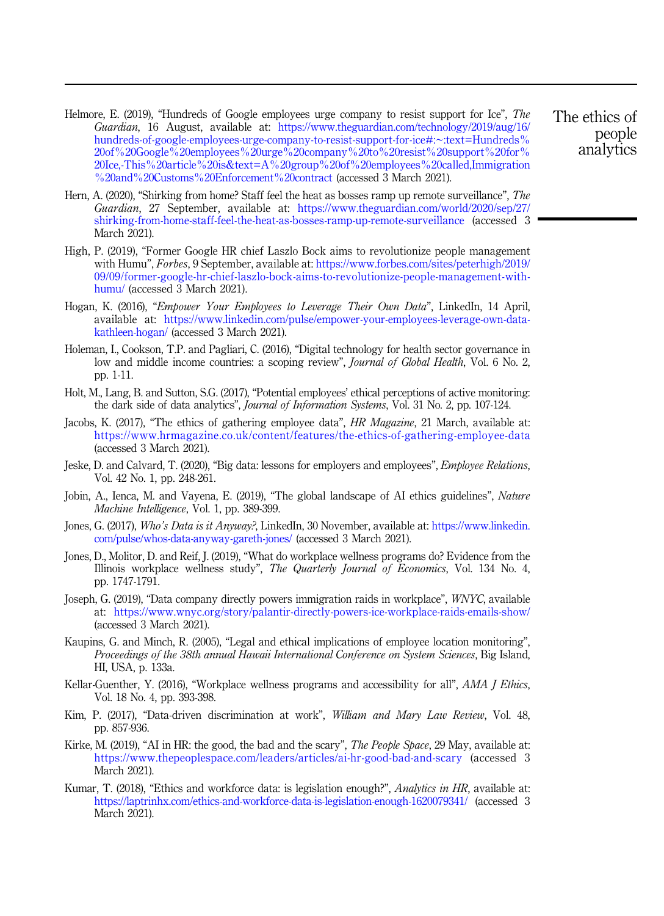Helmore, E. (2019), "Hundreds of Google employees urge company to resist support for Ice", *The Guardian*, 16 August, available at: https://www.theguardian.com/technology/2019/aug/16/hundreds-of-google-employees-urge-company-to-resist-support-for-ice#:~:text=Hundreds%20of%20Google%20employees%20urge%20company%20to%20resist%20support%20for%20Ice,-This%20article%20is&text=A%20group%20of%20employees%20called,Immigration%20and%20Customs%20Enforcement%20contract (accessed 3 March 2021).

Hern, A. (2020), "Shirking from home? Staff feel the heat as bosses ramp up remote surveillance", *The Guardian*, 27 September, available at: https://www.theguardian.com/world/2020/sep/27/shirking-from-home-staff-feel-the-heat-as-bosses-ramp-up-remote-surveillance (accessed 3 March 2021).

High, P. (2019), "Former Google HR chief Laszlo Bock aims to revolutionize people management with Humu", *Forbes*, 9 September, available at: https://www.forbes.com/sites/peterhigh/2019/09/09/former-google-hr-chief-laszlo-bock-aims-to-revolutionize-people-management-with-humu/ (accessed 3 March 2021).

Hogan, K. (2016), "*Empower Your Employees to Leverage Their Own Data*", LinkedIn, 14 April, available at: https://www.linkedin.com/pulse/empower-your-employees-leverage-own-data-kathleen-hogan/ (accessed 3 March 2021).

Holeman, I., Cookson, T.P. and Pagliari, C. (2016), "Digital technology for health sector governance in low and middle income countries: a scoping review", *Journal of Global Health*, Vol. 6 No. 2, pp. 1-11.

Holt, M., Lang, B. and Sutton, S.G. (2017), "Potential employees' ethical perceptions of active monitoring: the dark side of data analytics", *Journal of Information Systems*, Vol. 31 No. 2, pp. 107-124.

Jacobs, K. (2017), "The ethics of gathering employee data", *HR Magazine*, 21 March, available at: https://www.hrmagazine.co.uk/content/features/the-ethics-of-gathering-employee-data (accessed 3 March 2021).

Jeske, D. and Calvard, T. (2020), "Big data: lessons for employers and employees", *Employee Relations*, Vol. 42 No. 1, pp. 248-261.

Jobin, A., Ienca, M. and Vayena, E. (2019), "The global landscape of AI ethics guidelines", *Nature Machine Intelligence*, Vol. 1, pp. 389-399.

Jones, G. (2017), *Who's Data is it Anyway?*, LinkedIn, 30 November, available at: https://www.linkedin.com/pulse/whos-data-anyway-gareth-jones/ (accessed 3 March 2021).

Jones, D., Molitor, D. and Reif, J. (2019), "What do workplace wellness programs do? Evidence from the Illinois workplace wellness study", *The Quarterly Journal of Economics*, Vol. 134 No. 4, pp. 1747-1791.

Joseph, G. (2019), "Data company directly powers immigration raids in workplace", *WNYC*, available at: https://www.wnyc.org/story/palantir-directly-powers-ice-workplace-raids-emails-show/ (accessed 3 March 2021).

Kaupins, G. and Minch, R. (2005), "Legal and ethical implications of employee location monitoring", *Proceedings of the 38th annual Hawaii International Conference on System Sciences*, Big Island, HI, USA, p. 133a.

Kellar-Guenther, Y. (2016), "Workplace wellness programs and accessibility for all", *AMA J Ethics*, Vol. 18 No. 4, pp. 393-398.

Kim, P. (2017), "Data-driven discrimination at work", *William and Mary Law Review*, Vol. 48, pp. 857-936.

Kirke, M. (2019), "AI in HR: the good, the bad and the scary", *The People Space*, 29 May, available at: https://www.thepeoplespace.com/leaders/articles/ai-hr-good-bad-and-scary (accessed 3 March 2021).

Kumar, T. (2018), "Ethics and workforce data: is legislation enough?", *Analytics in HR*, available at: https://laptrinhx.com/ethics-and-workforce-data-is-legislation-enough-1620079341/ (accessed 3 March 2021).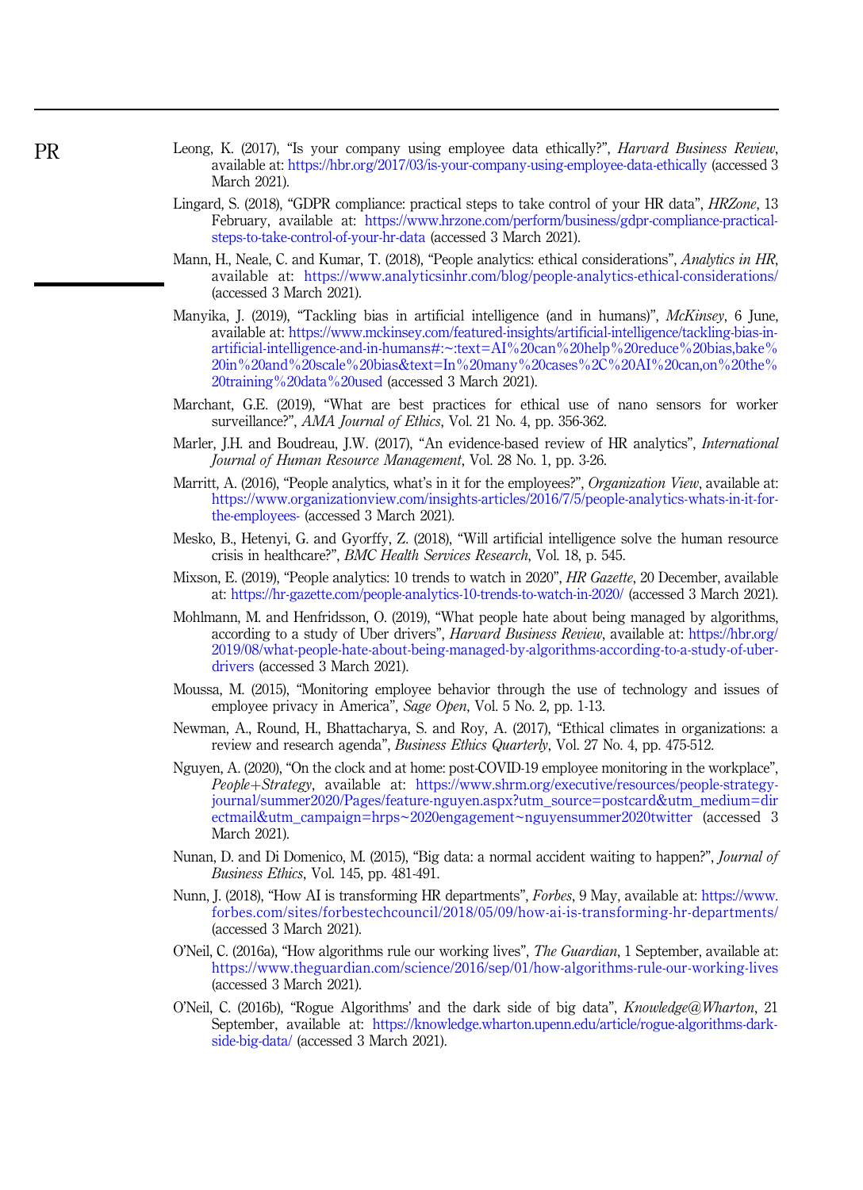Leong, K. (2017), "Is your company using employee data ethically?", *Harvard Business Review*, available at: https://hbr.org/2017/03/is-your-company-using-employee-data-ethically (accessed 3 March 2021).

Lingard, S. (2018), "GDPR compliance: practical steps to take control of your HR data", *HRZone*, 13 February, available at: https://www.hrzone.com/perform/business/gdpr-compliance-practical-steps-to-take-control-of-your-hr-data (accessed 3 March 2021).

Mann, H., Neale, C. and Kumar, T. (2018), "People analytics: ethical considerations", *Analytics in HR*, available at: https://www.analyticsinhr.com/blog/people-analytics-ethical-considerations/ (accessed 3 March 2021).

Manyika, J. (2019), "Tackling bias in artificial intelligence (and in humans)", *McKinsey*, 6 June, available at: https://www.mckinsey.com/featured-insights/artificial-intelligence/tackling-bias-in-artificial-intelligence-and-in-humans#:~:text=AI%20can%20help%20reduce%20bias,bake%20in%20and%20scale%20bias&text=In%20many%20cases%2C%20AI%20can,on%20the%20training%20data%20used (accessed 3 March 2021).

Marchant, G.E. (2019), "What are best practices for ethical use of nano sensors for worker surveillance?", *AMA Journal of Ethics*, Vol. 21 No. 4, pp. 356-362.

Marler, J.H. and Boudreau, J.W. (2017), "An evidence-based review of HR analytics", *International Journal of Human Resource Management*, Vol. 28 No. 1, pp. 3-26.

Marritt, A. (2016), "People analytics, what's in it for the employees?", *Organization View*, available at: https://www.organizationview.com/insights-articles/2016/7/5/people-analytics-whats-in-it-for-the-employees- (accessed 3 March 2021).

Mesko, B., Hetenyi, G. and Gyorffy, Z. (2018), "Will artificial intelligence solve the human resource crisis in healthcare?", *BMC Health Services Research*, Vol. 18, p. 545.

Mixson, E. (2019), "People analytics: 10 trends to watch in 2020", *HR Gazette*, 20 December, available at: https://hr-gazette.com/people-analytics-10-trends-to-watch-in-2020/ (accessed 3 March 2021).

Mohlmann, M. and Henfridsson, O. (2019), "What people hate about being managed by algorithms, according to a study of Uber drivers", *Harvard Business Review*, available at: https://hbr.org/2019/08/what-people-hate-about-being-managed-by-algorithms-according-to-a-study-of-uber-drivers (accessed 3 March 2021).

Moussa, M. (2015), "Monitoring employee behavior through the use of technology and issues of employee privacy in America", *Sage Open*, Vol. 5 No. 2, pp. 1-13.

Newman, A., Round, H., Bhattacharya, S. and Roy, A. (2017), "Ethical climates in organizations: a review and research agenda", *Business Ethics Quarterly*, Vol. 27 No. 4, pp. 475-512.

Nguyen, A. (2020), "On the clock and at home: post-COVID-19 employee monitoring in the workplace", *People+Strategy*, available at: https://www.shrm.org/executive/resources/people-strategy-journal/summer2020/Pages/feature-nguyen.aspx?utm_source=postcard&utm_medium=directmail&utm_campaign=hrps~2020engagement~nguyensummer2020twitter (accessed 3 March 2021).

Nunan, D. and Di Domenico, M. (2015), "Big data: a normal accident waiting to happen?", *Journal of Business Ethics*, Vol. 145, pp. 481-491.

Nunn, J. (2018), "How AI is transforming HR departments", *Forbes*, 9 May, available at: https://www.forbes.com/sites/forbestechcouncil/2018/05/09/how-ai-is-transforming-hr-departments/ (accessed 3 March 2021).

O'Neil, C. (2016a), "How algorithms rule our working lives", *The Guardian*, 1 September, available at: https://www.theguardian.com/science/2016/sep/01/how-algorithms-rule-our-working-lives (accessed 3 March 2021).

O'Neil, C. (2016b), "'Rogue Algorithms' and the dark side of big data", *Knowledge@Wharton*, 21 September, available at: https://knowledge.wharton.upenn.edu/article/rogue-algorithms-dark-side-big-data/ (accessed 3 March 2021).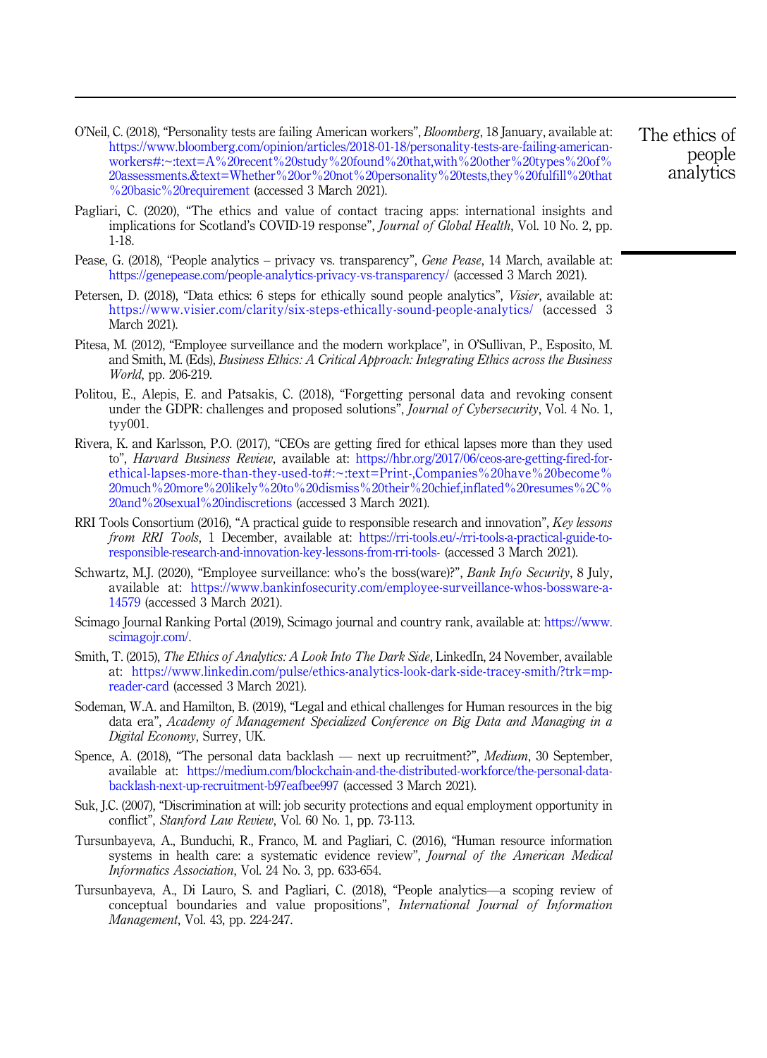O'Neil, C. (2018), "Personality tests are failing American workers", *Bloomberg*, 18 January, available at: https://www.bloomberg.com/opinion/articles/2018-01-18/personality-tests-are-failing-american-workers#:~:text=A%20recent%20study%20found%20that,with%20other%20types%20of%20assessments.&text=Whether%20or%20not%20personality%20tests,they%20fulfill%20that%20basic%20requirement (accessed 3 March 2021).

Pagliari, C. (2020), "The ethics and value of contact tracing apps: international insights and implications for Scotland's COVID-19 response", *Journal of Global Health*, Vol. 10 No. 2, pp. 1-18.

Pease, G. (2018), "People analytics – privacy vs. transparency", *Gene Pease*, 14 March, available at: https://genepease.com/people-analytics-privacy-vs-transparency/ (accessed 3 March 2021).

Petersen, D. (2018), "Data ethics: 6 steps for ethically sound people analytics", *Visier*, available at: https://www.visier.com/clarity/six-steps-ethically-sound-people-analytics/ (accessed 3 March 2021).

Pitesa, M. (2012), "Employee surveillance and the modern workplace", in O'Sullivan, P., Esposito, M. and Smith, M. (Eds), *Business Ethics: A Critical Approach: Integrating Ethics across the Business World*, pp. 206-219.

Politou, E., Alepis, E. and Patsakis, C. (2018), "Forgetting personal data and revoking consent under the GDPR: challenges and proposed solutions", *Journal of Cybersecurity*, Vol. 4 No. 1, tyy001.

Rivera, K. and Karlsson, P.O. (2017), "CEOs are getting fired for ethical lapses more than they used to", *Harvard Business Review*, available at: https://hbr.org/2017/06/ceos-are-getting-fired-for-ethical-lapses-more-than-they-used-to#:~:text=Print-,Companies%20have%20become%20much%20more%20likely%20to%20dismiss%20their%20chief,inflated%20resumes%2C%20and%20sexual%20indiscretions (accessed 3 March 2021).

RRI Tools Consortium (2016), "A practical guide to responsible research and innovation", *Key lessons from RRI Tools*, 1 December, available at: https://rri-tools.eu/-/rri-tools-a-practical-guide-to-responsible-research-and-innovation-key-lessons-from-rri-tools- (accessed 3 March 2021).

Schwartz, M.J. (2020), "Employee surveillance: who's the boss(ware)?", *Bank Info Security*, 8 July, available at: https://www.bankinfosecurity.com/employee-surveillance-whos-bossware-a-14579 (accessed 3 March 2021).

Scimago Journal Ranking Portal (2019), Scimago journal and country rank, available at: https://www.scimagojr.com/.

Smith, T. (2015), *The Ethics of Analytics: A Look Into The Dark Side*, LinkedIn, 24 November, available at: https://www.linkedin.com/pulse/ethics-analytics-look-dark-side-tracey-smith/?trk=mp-reader-card (accessed 3 March 2021).

Sodeman, W.A. and Hamilton, B. (2019), "Legal and ethical challenges for Human resources in the big data era", *Academy of Management Specialized Conference on Big Data and Managing in a Digital Economy*, Surrey, UK.

Spence, A. (2018), "The personal data backlash — next up recruitment?", *Medium*, 30 September, available at: https://medium.com/blockchain-and-the-distributed-workforce/the-personal-data-backlash-next-up-recruitment-b97eafbee997 (accessed 3 March 2021).

Suk, J.C. (2007), "Discrimination at will: job security protections and equal employment opportunity in conflict", *Stanford Law Review*, Vol. 60 No. 1, pp. 73-113.

Tursunbayeva, A., Bunduchi, R., Franco, M. and Pagliari, C. (2016), "Human resource information systems in health care: a systematic evidence review", *Journal of the American Medical Informatics Association*, Vol. 24 No. 3, pp. 633-654.

Tursunbayeva, A., Di Lauro, S. and Pagliari, C. (2018), "People analytics—a scoping review of conceptual boundaries and value propositions", *International Journal of Information Management*, Vol. 43, pp. 224-247.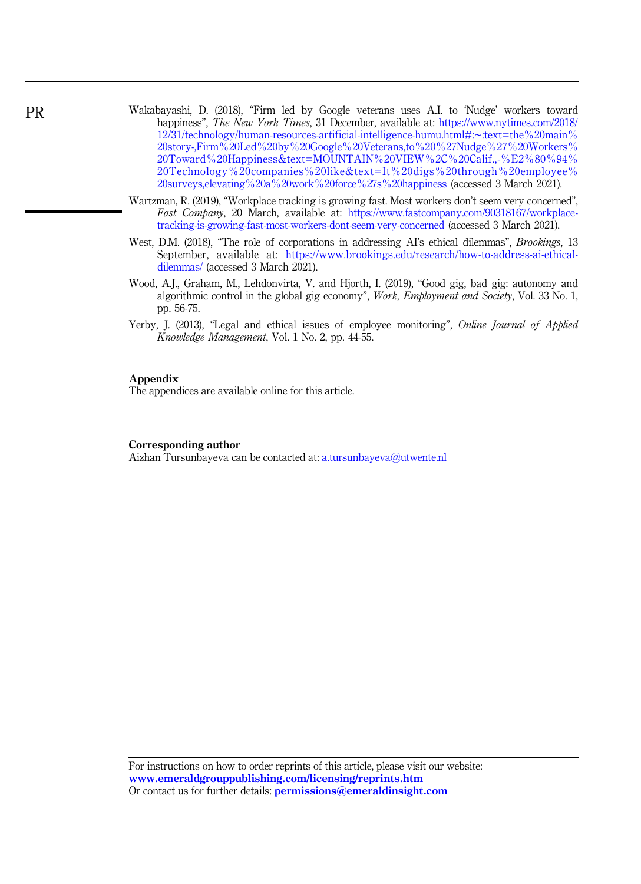Wakabayashi, D. (2018), "Firm led by Google veterans uses A.I. to 'Nudge' workers toward happiness", *The New York Times*, 31 December, available at: https://www.nytimes.com/2018/12/31/technology/human-resources-artificial-intelligence-humu.html#:~:text=the%20main%20story-,Firm%20Led%20by%20Google%20Veterans,to%20%27Nudge%27%20Workers%20Toward%20Happiness&text=MOUNTAIN%20VIEW%2C%20Calif.,-%E2%80%94%20Technology%20companies%20like&text=It%20digs%20through%20employee%20surveys,elevating%20a%20work%20force%27s%20happiness (accessed 3 March 2021).

Wartzman, R. (2019), "Workplace tracking is growing fast. Most workers don't seem very concerned", *Fast Company*, 20 March, available at: https://www.fastcompany.com/90318167/workplace-tracking-is-growing-fast-most-workers-dont-seem-very-concerned (accessed 3 March 2021).

West, D.M. (2018), "The role of corporations in addressing AI's ethical dilemmas", *Brookings*, 13 September, available at: https://www.brookings.edu/research/how-to-address-ai-ethical-dilemmas/ (accessed 3 March 2021).

Wood, A.J., Graham, M., Lehdonvirta, V. and Hjorth, I. (2019), "Good gig, bad gig: autonomy and algorithmic control in the global gig economy", *Work, Employment and Society*, Vol. 33 No. 1, pp. 56-75.

Yerby, J. (2013), "Legal and ethical issues of employee monitoring", *Online Journal of Applied Knowledge Management*, Vol. 1 No. 2, pp. 44-55.

## Appendix

The appendices are available online for this article.

## Corresponding author

Aizhan Tursunbayeva can be contacted at: a.tursunbayeva@utwente.nl

For instructions on how to order reprints of this article, please visit our website:
**www.emeraldgrouppublishing.com/licensing/reprints.htm**
Or contact us for further details: **permissions@emeraldinsight.com**